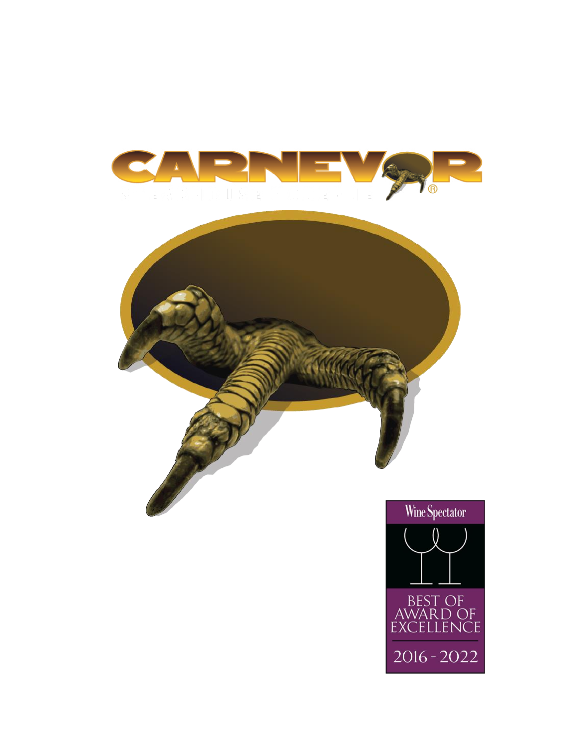# CARNEVOR

Wine Spectator

BEST OF AWARD OF EXCELLENCE

2016 - 2022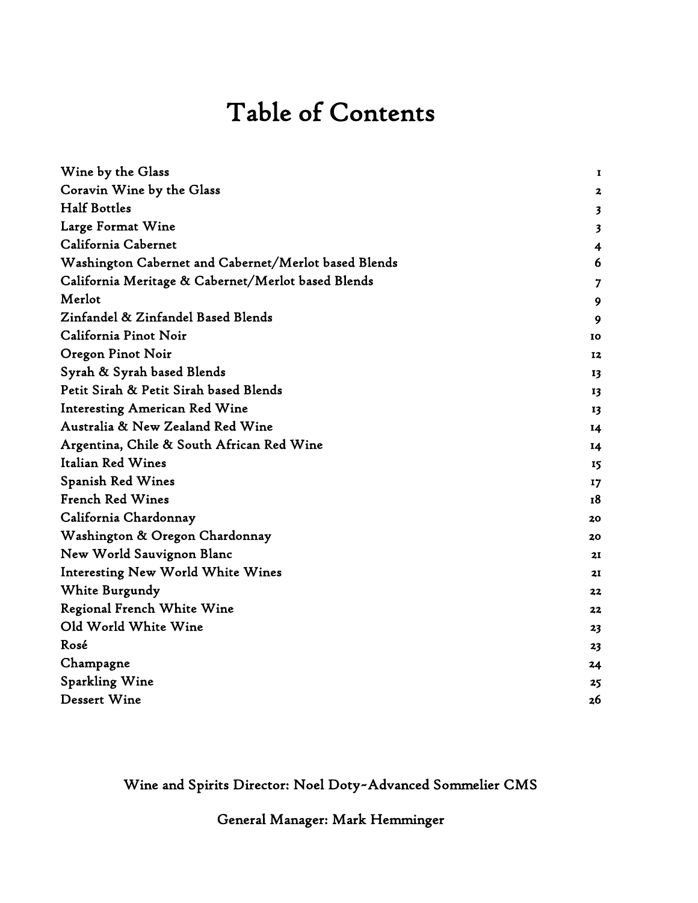# Table of Contents

| | |
|---|---|
| Wine by the Glass | 1 |
| Coravin Wine by the Glass | 2 |
| Half Bottles | 3 |
| Large Format Wine | 3 |
| California Cabernet | 4 |
| Washington Cabernet and Cabernet/Merlot based Blends | 6 |
| California Meritage & Cabernet/Merlot based Blends | 7 |
| Merlot | 9 |
| Zinfandel & Zinfandel Based Blends | 9 |
| California Pinot Noir | 10 |
| Oregon Pinot Noir | 12 |
| Syrah & Syrah based Blends | 13 |
| Petit Sirah & Petit Sirah based Blends | 13 |
| Interesting American Red Wine | 13 |
| Australia & New Zealand Red Wine | 14 |
| Argentina, Chile & South African Red Wine | 14 |
| Italian Red Wines | 15 |
| Spanish Red Wines | 17 |
| French Red Wines | 18 |
| California Chardonnay | 20 |
| Washington & Oregon Chardonnay | 20 |
| New World Sauvignon Blanc | 21 |
| Interesting New World White Wines | 21 |
| White Burgundy | 22 |
| Regional French White Wine | 22 |
| Old World White Wine | 23 |
| Rosé | 23 |
| Champagne | 24 |
| Sparkling Wine | 25 |
| Dessert Wine | 26 |

Wine and Spirits Director: Noel Doty~Advanced Sommelier CMS

General Manager: Mark Hemminger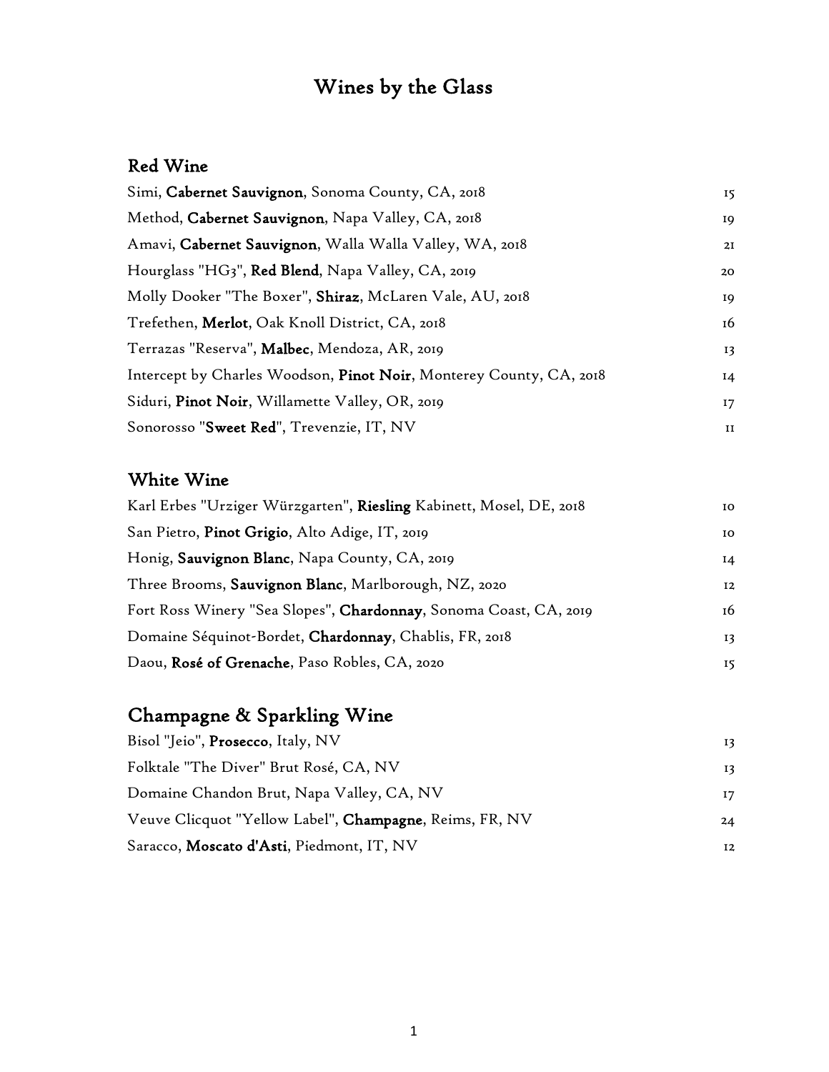# Wines by the Glass

## Red Wine

| | |
|---|---|
| Simi, **Cabernet Sauvignon**, Sonoma County, CA, 2018 | 15 |
| Method, **Cabernet Sauvignon**, Napa Valley, CA, 2018 | 19 |
| Amavi, **Cabernet Sauvignon**, Walla Walla Valley, WA, 2018 | 21 |
| Hourglass "HG3", **Red Blend**, Napa Valley, CA, 2019 | 20 |
| Molly Dooker "The Boxer", **Shiraz**, McLaren Vale, AU, 2018 | 19 |
| Trefethen, **Merlot**, Oak Knoll District, CA, 2018 | 16 |
| Terrazas "Reserva", **Malbec**, Mendoza, AR, 2019 | 13 |
| Intercept by Charles Woodson, **Pinot Noir**, Monterey County, CA, 2018 | 14 |
| Siduri, **Pinot Noir**, Willamette Valley, OR, 2019 | 17 |
| Sonorosso "**Sweet Red**", Trevenzie, IT, NV | 11 |

## White Wine

| | |
|---|---|
| Karl Erbes "Urziger Würzgarten", **Riesling** Kabinett, Mosel, DE, 2018 | 10 |
| San Pietro, **Pinot Grigio**, Alto Adige, IT, 2019 | 10 |
| Honig, **Sauvignon Blanc**, Napa County, CA, 2019 | 14 |
| Three Brooms, **Sauvignon Blanc**, Marlborough, NZ, 2020 | 12 |
| Fort Ross Winery "Sea Slopes", **Chardonnay**, Sonoma Coast, CA, 2019 | 16 |
| Domaine Séquinot-Bordet, **Chardonnay**, Chablis, FR, 2018 | 13 |
| Daou, **Rosé of Grenache**, Paso Robles, CA, 2020 | 15 |

## Champagne & Sparkling Wine

| | |
|---|---|
| Bisol "Jeio", **Prosecco**, Italy, NV | 13 |
| Folktale "The Diver" Brut Rosé, CA, NV | 13 |
| Domaine Chandon Brut, Napa Valley, CA, NV | 17 |
| Veuve Clicquot "Yellow Label", **Champagne**, Reims, FR, NV | 24 |
| Saracco, **Moscato d'Asti**, Piedmont, IT, NV | 12 |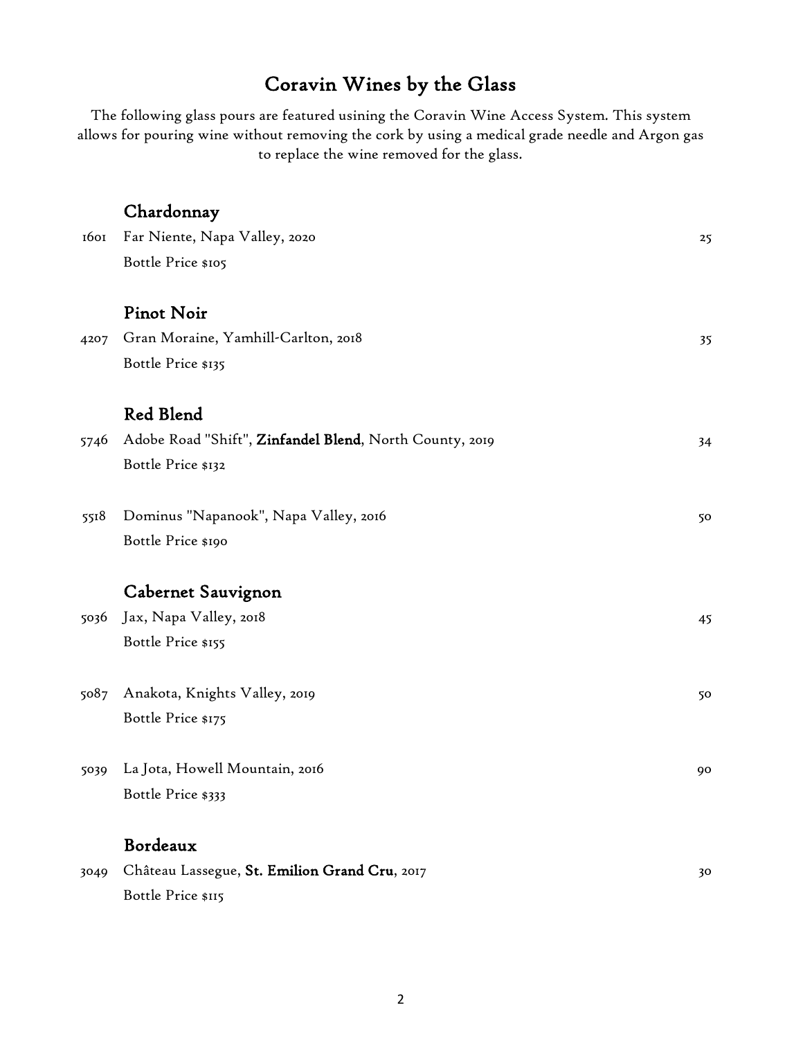# Coravin Wines by the Glass

The following glass pours are featured usining the Coravin Wine Access System. This system allows for pouring wine without removing the cork by using a medical grade needle and Argon gas to replace the wine removed for the glass.

## Chardonnay

1601 Far Niente, Napa Valley, 2020 — 25
Bottle Price $105

## Pinot Noir

4207 Gran Moraine, Yamhill-Carlton, 2018 — 35
Bottle Price $135

## Red Blend

5746 Adobe Road "Shift", **Zinfandel Blend**, North County, 2019 — 34
Bottle Price $132

5518 Dominus "Napanook", Napa Valley, 2016 — 50
Bottle Price $190

## Cabernet Sauvignon

5036 Jax, Napa Valley, 2018 — 45
Bottle Price $155

5087 Anakota, Knights Valley, 2019 — 50
Bottle Price $175

5039 La Jota, Howell Mountain, 2016 — 90
Bottle Price $333

## Bordeaux

3049 Château Lassegue, **St. Emilion Grand Cru**, 2017 — 30
Bottle Price $115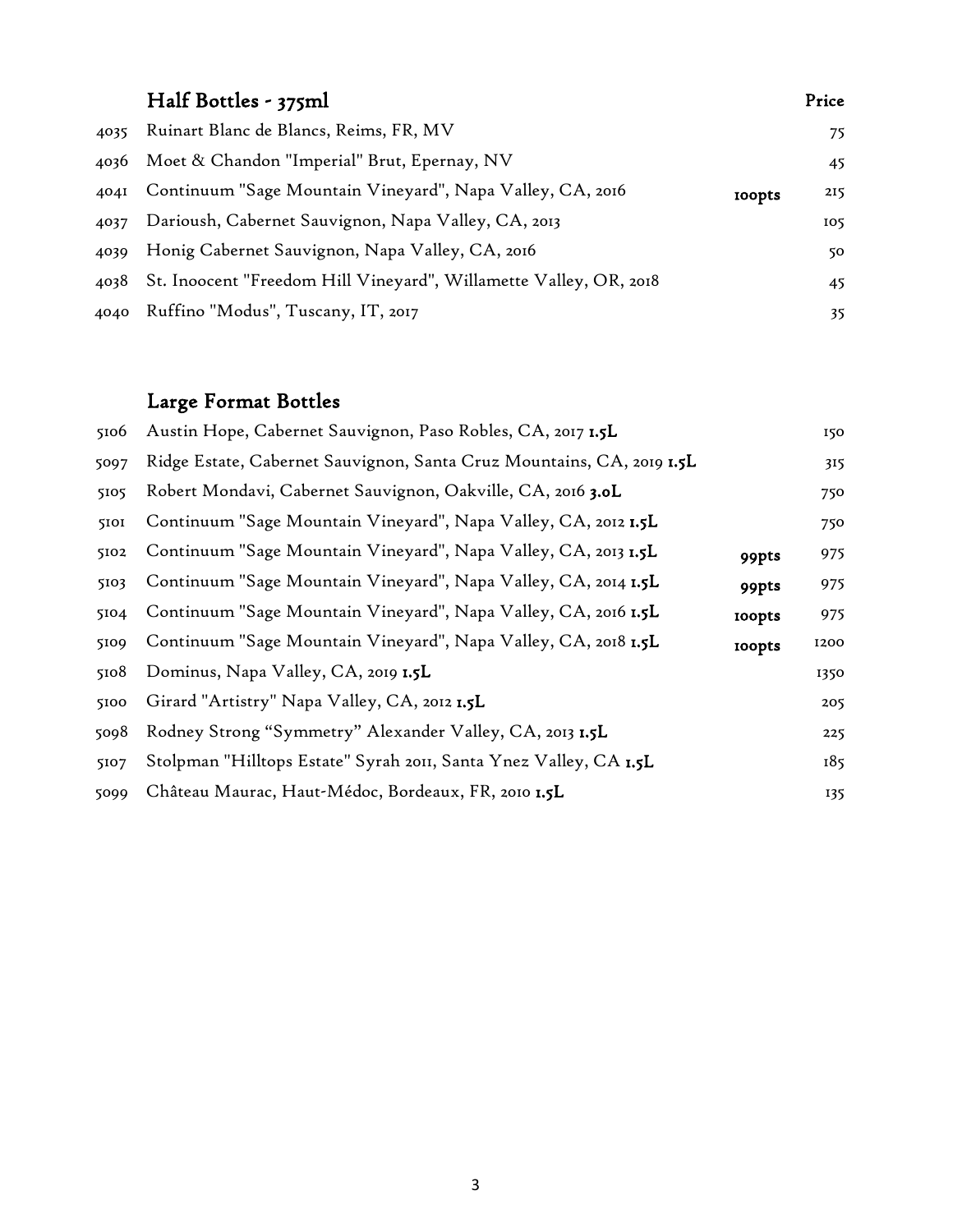## Half Bottles - 375ml

| | | | Price |
|---|---|---|---|
| 4035 | Ruinart Blanc de Blancs, Reims, FR, MV | | 75 |
| 4036 | Moet & Chandon "Imperial" Brut, Epernay, NV | | 45 |
| 4041 | Continuum "Sage Mountain Vineyard", Napa Valley, CA, 2016 | **100pts** | 215 |
| 4037 | Darioush, Cabernet Sauvignon, Napa Valley, CA, 2013 | | 105 |
| 4039 | Honig Cabernet Sauvignon, Napa Valley, CA, 2016 | | 50 |
| 4038 | St. Inoocent "Freedom Hill Vineyard", Willamette Valley, OR, 2018 | | 45 |
| 4040 | Ruffino "Modus", Tuscany, IT, 2017 | | 35 |

## Large Format Bottles

| | | | |
|---|---|---|---|
| 5106 | Austin Hope, Cabernet Sauvignon, Paso Robles, CA, 2017 **1.5L** | | 150 |
| 5097 | Ridge Estate, Cabernet Sauvignon, Santa Cruz Mountains, CA, 2019 **1.5L** | | 315 |
| 5105 | Robert Mondavi, Cabernet Sauvignon, Oakville, CA, 2016 **3.0L** | | 750 |
| 5101 | Continuum "Sage Mountain Vineyard", Napa Valley, CA, 2012 **1.5L** | | 750 |
| 5102 | Continuum "Sage Mountain Vineyard", Napa Valley, CA, 2013 **1.5L** | **99pts** | 975 |
| 5103 | Continuum "Sage Mountain Vineyard", Napa Valley, CA, 2014 **1.5L** | **99pts** | 975 |
| 5104 | Continuum "Sage Mountain Vineyard", Napa Valley, CA, 2016 **1.5L** | **100pts** | 975 |
| 5109 | Continuum "Sage Mountain Vineyard", Napa Valley, CA, 2018 **1.5L** | **100pts** | 1200 |
| 5108 | Dominus, Napa Valley, CA, 2019 **1.5L** | | 1350 |
| 5100 | Girard "Artistry" Napa Valley, CA, 2012 **1.5L** | | 205 |
| 5098 | Rodney Strong "Symmetry" Alexander Valley, CA, 2013 **1.5L** | | 225 |
| 5107 | Stolpman "Hilltops Estate" Syrah 2011, Santa Ynez Valley, CA **1.5L** | | 185 |
| 5099 | Château Maurac, Haut-Médoc, Bordeaux, FR, 2010 **1.5L** | | 135 |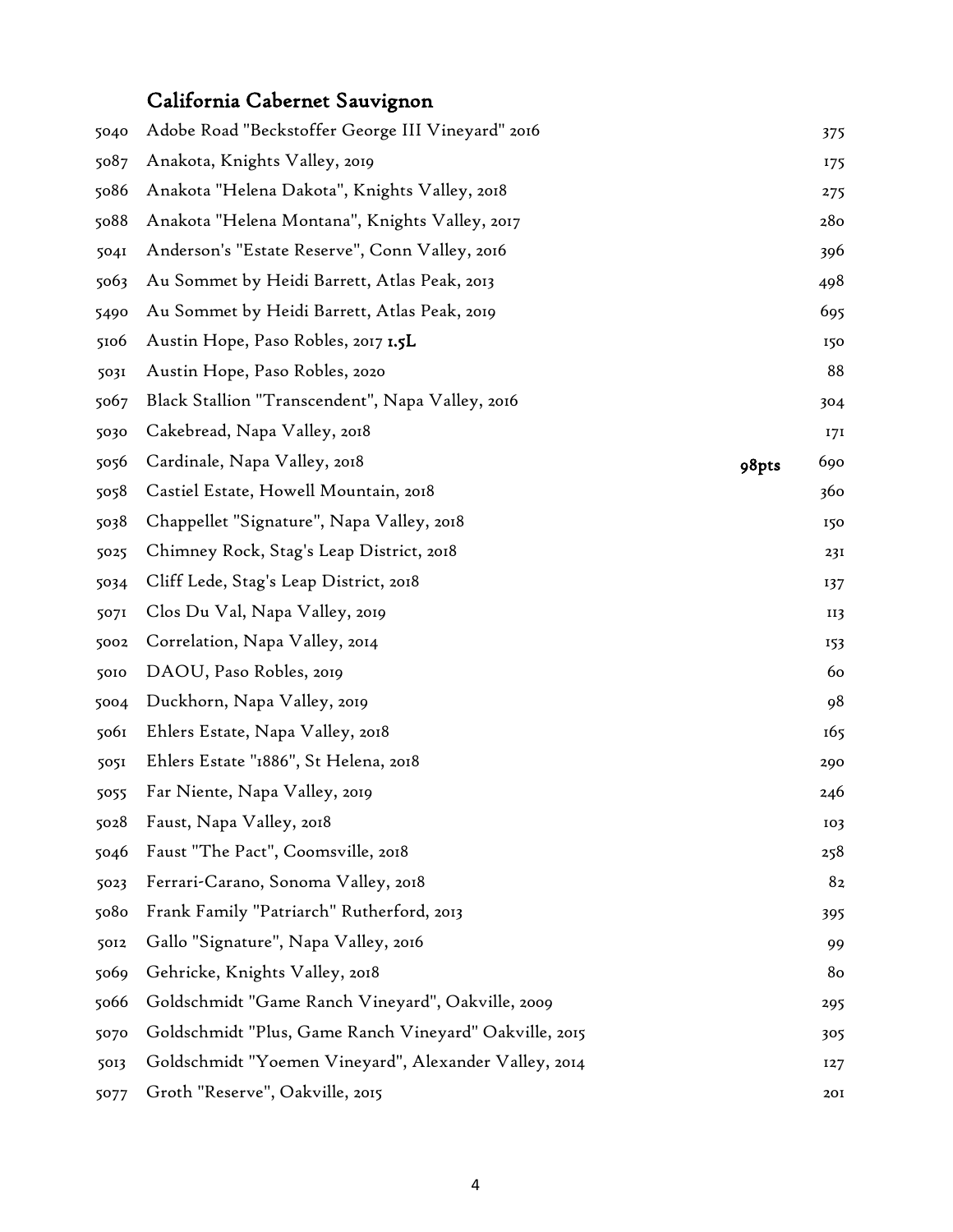## California Cabernet Sauvignon

| | | | |
|---|---|---|---|
| 5040 | Adobe Road "Beckstoffer George III Vineyard" 2016 | | 375 |
| 5087 | Anakota, Knights Valley, 2019 | | 175 |
| 5086 | Anakota "Helena Dakota", Knights Valley, 2018 | | 275 |
| 5088 | Anakota "Helena Montana", Knights Valley, 2017 | | 280 |
| 5041 | Anderson's "Estate Reserve", Conn Valley, 2016 | | 396 |
| 5063 | Au Sommet by Heidi Barrett, Atlas Peak, 2013 | | 498 |
| 5490 | Au Sommet by Heidi Barrett, Atlas Peak, 2019 | | 695 |
| 5106 | Austin Hope, Paso Robles, 2017 **1.5L** | | 150 |
| 5031 | Austin Hope, Paso Robles, 2020 | | 88 |
| 5067 | Black Stallion "Transcendent", Napa Valley, 2016 | | 304 |
| 5030 | Cakebread, Napa Valley, 2018 | | 171 |
| 5056 | Cardinale, Napa Valley, 2018 | **98pts** | 690 |
| 5058 | Castiel Estate, Howell Mountain, 2018 | | 360 |
| 5038 | Chappellet "Signature", Napa Valley, 2018 | | 150 |
| 5025 | Chimney Rock, Stag's Leap District, 2018 | | 231 |
| 5034 | Cliff Lede, Stag's Leap District, 2018 | | 137 |
| 5071 | Clos Du Val, Napa Valley, 2019 | | 113 |
| 5002 | Correlation, Napa Valley, 2014 | | 153 |
| 5010 | DAOU, Paso Robles, 2019 | | 60 |
| 5004 | Duckhorn, Napa Valley, 2019 | | 98 |
| 5061 | Ehlers Estate, Napa Valley, 2018 | | 165 |
| 5051 | Ehlers Estate "1886", St Helena, 2018 | | 290 |
| 5055 | Far Niente, Napa Valley, 2019 | | 246 |
| 5028 | Faust, Napa Valley, 2018 | | 103 |
| 5046 | Faust "The Pact", Coomsville, 2018 | | 258 |
| 5023 | Ferrari-Carano, Sonoma Valley, 2018 | | 82 |
| 5080 | Frank Family "Patriarch" Rutherford, 2013 | | 395 |
| 5012 | Gallo "Signature", Napa Valley, 2016 | | 99 |
| 5069 | Gehricke, Knights Valley, 2018 | | 80 |
| 5066 | Goldschmidt "Game Ranch Vineyard", Oakville, 2009 | | 295 |
| 5070 | Goldschmidt "Plus, Game Ranch Vineyard" Oakville, 2015 | | 305 |
| 5013 | Goldschmidt "Yoemen Vineyard", Alexander Valley, 2014 | | 127 |
| 5077 | Groth "Reserve", Oakville, 2015 | | 201 |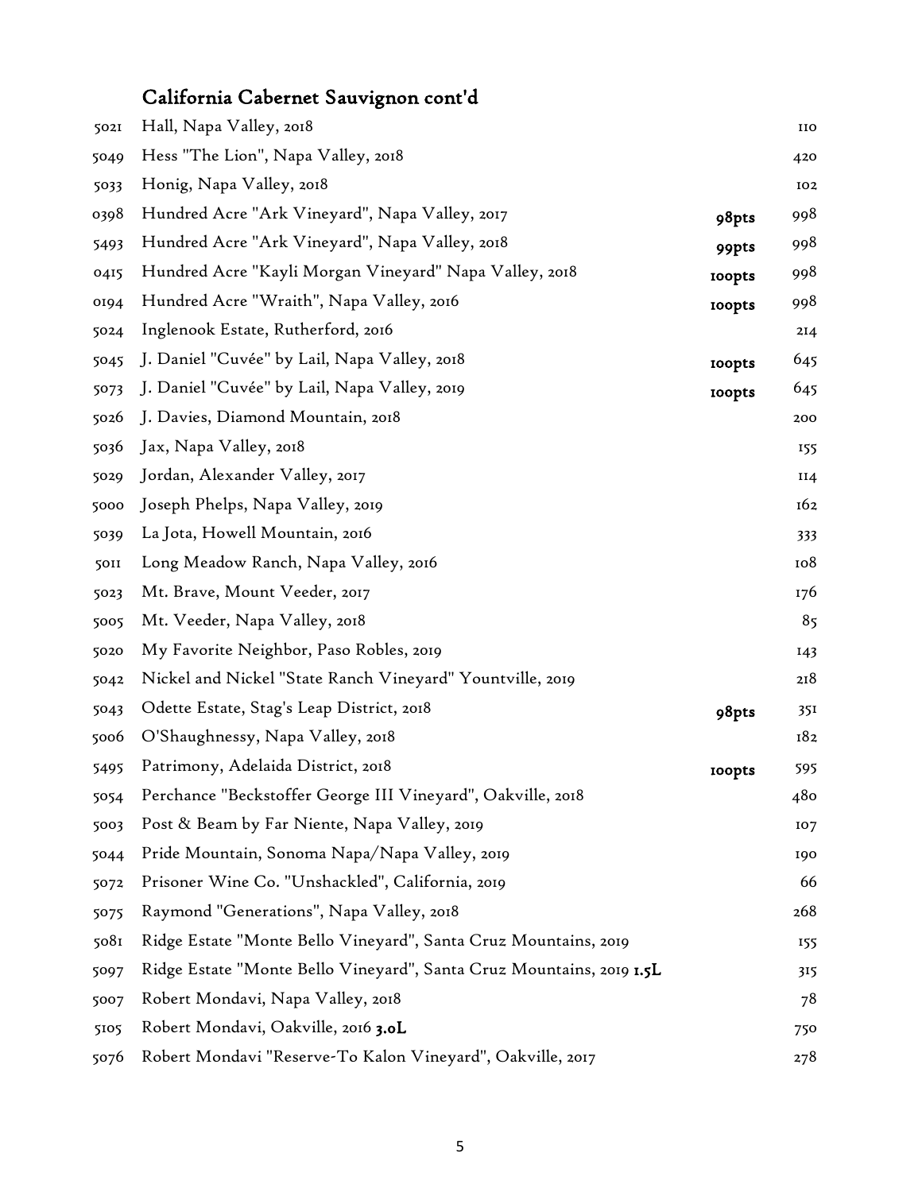## California Cabernet Sauvignon cont'd

| | | | |
|---|---|---|---|
| 5021 | Hall, Napa Valley, 2018 | | 110 |
| 5049 | Hess "The Lion", Napa Valley, 2018 | | 420 |
| 5033 | Honig, Napa Valley, 2018 | | 102 |
| 0398 | Hundred Acre "Ark Vineyard", Napa Valley, 2017 | **98pts** | 998 |
| 5493 | Hundred Acre "Ark Vineyard", Napa Valley, 2018 | **99pts** | 998 |
| 0415 | Hundred Acre "Kayli Morgan Vineyard" Napa Valley, 2018 | **100pts** | 998 |
| 0194 | Hundred Acre "Wraith", Napa Valley, 2016 | **100pts** | 998 |
| 5024 | Inglenook Estate, Rutherford, 2016 | | 214 |
| 5045 | J. Daniel "Cuvée" by Lail, Napa Valley, 2018 | **100pts** | 645 |
| 5073 | J. Daniel "Cuvée" by Lail, Napa Valley, 2019 | **100pts** | 645 |
| 5026 | J. Davies, Diamond Mountain, 2018 | | 200 |
| 5036 | Jax, Napa Valley, 2018 | | 155 |
| 5029 | Jordan, Alexander Valley, 2017 | | 114 |
| 5000 | Joseph Phelps, Napa Valley, 2019 | | 162 |
| 5039 | La Jota, Howell Mountain, 2016 | | 333 |
| 5011 | Long Meadow Ranch, Napa Valley, 2016 | | 108 |
| 5023 | Mt. Brave, Mount Veeder, 2017 | | 176 |
| 5005 | Mt. Veeder, Napa Valley, 2018 | | 85 |
| 5020 | My Favorite Neighbor, Paso Robles, 2019 | | 143 |
| 5042 | Nickel and Nickel "State Ranch Vineyard" Yountville, 2019 | | 218 |
| 5043 | Odette Estate, Stag's Leap District, 2018 | **98pts** | 351 |
| 5006 | O'Shaughnessy, Napa Valley, 2018 | | 182 |
| 5495 | Patrimony, Adelaida District, 2018 | **100pts** | 595 |
| 5054 | Perchance "Beckstoffer George III Vineyard", Oakville, 2018 | | 480 |
| 5003 | Post & Beam by Far Niente, Napa Valley, 2019 | | 107 |
| 5044 | Pride Mountain, Sonoma Napa/Napa Valley, 2019 | | 190 |
| 5072 | Prisoner Wine Co. "Unshackled", California, 2019 | | 66 |
| 5075 | Raymond "Generations", Napa Valley, 2018 | | 268 |
| 5081 | Ridge Estate "Monte Bello Vineyard", Santa Cruz Mountains, 2019 | | 155 |
| 5097 | Ridge Estate "Monte Bello Vineyard", Santa Cruz Mountains, 2019 **1.5L** | | 315 |
| 5007 | Robert Mondavi, Napa Valley, 2018 | | 78 |
| 5105 | Robert Mondavi, Oakville, 2016 **3.0L** | | 750 |
| 5076 | Robert Mondavi "Reserve-To Kalon Vineyard", Oakville, 2017 | | 278 |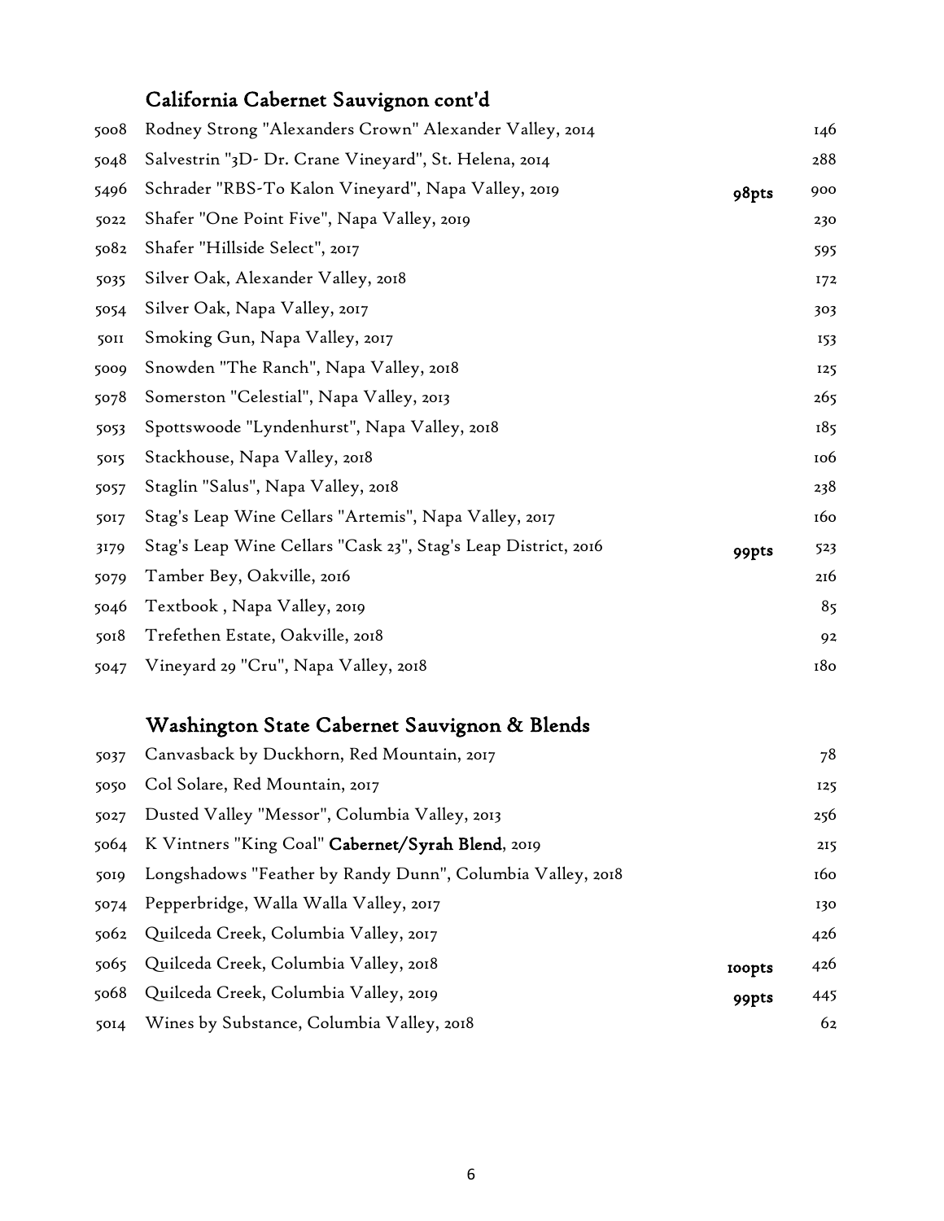## California Cabernet Sauvignon cont'd

| | | | |
|---|---|---|---|
| 5008 | Rodney Strong "Alexanders Crown" Alexander Valley, 2014 | | 146 |
| 5048 | Salvestrin "3D- Dr. Crane Vineyard", St. Helena, 2014 | | 288 |
| 5496 | Schrader "RBS-To Kalon Vineyard", Napa Valley, 2019 | **98pts** | 900 |
| 5022 | Shafer "One Point Five", Napa Valley, 2019 | | 230 |
| 5082 | Shafer "Hillside Select", 2017 | | 595 |
| 5035 | Silver Oak, Alexander Valley, 2018 | | 172 |
| 5054 | Silver Oak, Napa Valley, 2017 | | 303 |
| 5011 | Smoking Gun, Napa Valley, 2017 | | 153 |
| 5009 | Snowden "The Ranch", Napa Valley, 2018 | | 125 |
| 5078 | Somerston "Celestial", Napa Valley, 2013 | | 265 |
| 5053 | Spottswoode "Lyndenhurst", Napa Valley, 2018 | | 185 |
| 5015 | Stackhouse, Napa Valley, 2018 | | 106 |
| 5057 | Staglin "Salus", Napa Valley, 2018 | | 238 |
| 5017 | Stag's Leap Wine Cellars "Artemis", Napa Valley, 2017 | | 160 |
| 3179 | Stag's Leap Wine Cellars "Cask 23", Stag's Leap District, 2016 | **99pts** | 523 |
| 5079 | Tamber Bey, Oakville, 2016 | | 216 |
| 5046 | Textbook , Napa Valley, 2019 | | 85 |
| 5018 | Trefethen Estate, Oakville, 2018 | | 92 |
| 5047 | Vineyard 29 "Cru", Napa Valley, 2018 | | 180 |

## Washington State Cabernet Sauvignon & Blends

| | | | |
|---|---|---|---|
| 5037 | Canvasback by Duckhorn, Red Mountain, 2017 | | 78 |
| 5050 | Col Solare, Red Mountain, 2017 | | 125 |
| 5027 | Dusted Valley "Messor", Columbia Valley, 2013 | | 256 |
| 5064 | K Vintners "King Coal" **Cabernet/Syrah Blend**, 2019 | | 215 |
| 5019 | Longshadows "Feather by Randy Dunn", Columbia Valley, 2018 | | 160 |
| 5074 | Pepperbridge, Walla Walla Valley, 2017 | | 130 |
| 5062 | Quilceda Creek, Columbia Valley, 2017 | | 426 |
| 5065 | Quilceda Creek, Columbia Valley, 2018 | **100pts** | 426 |
| 5068 | Quilceda Creek, Columbia Valley, 2019 | **99pts** | 445 |
| 5014 | Wines by Substance, Columbia Valley, 2018 | | 62 |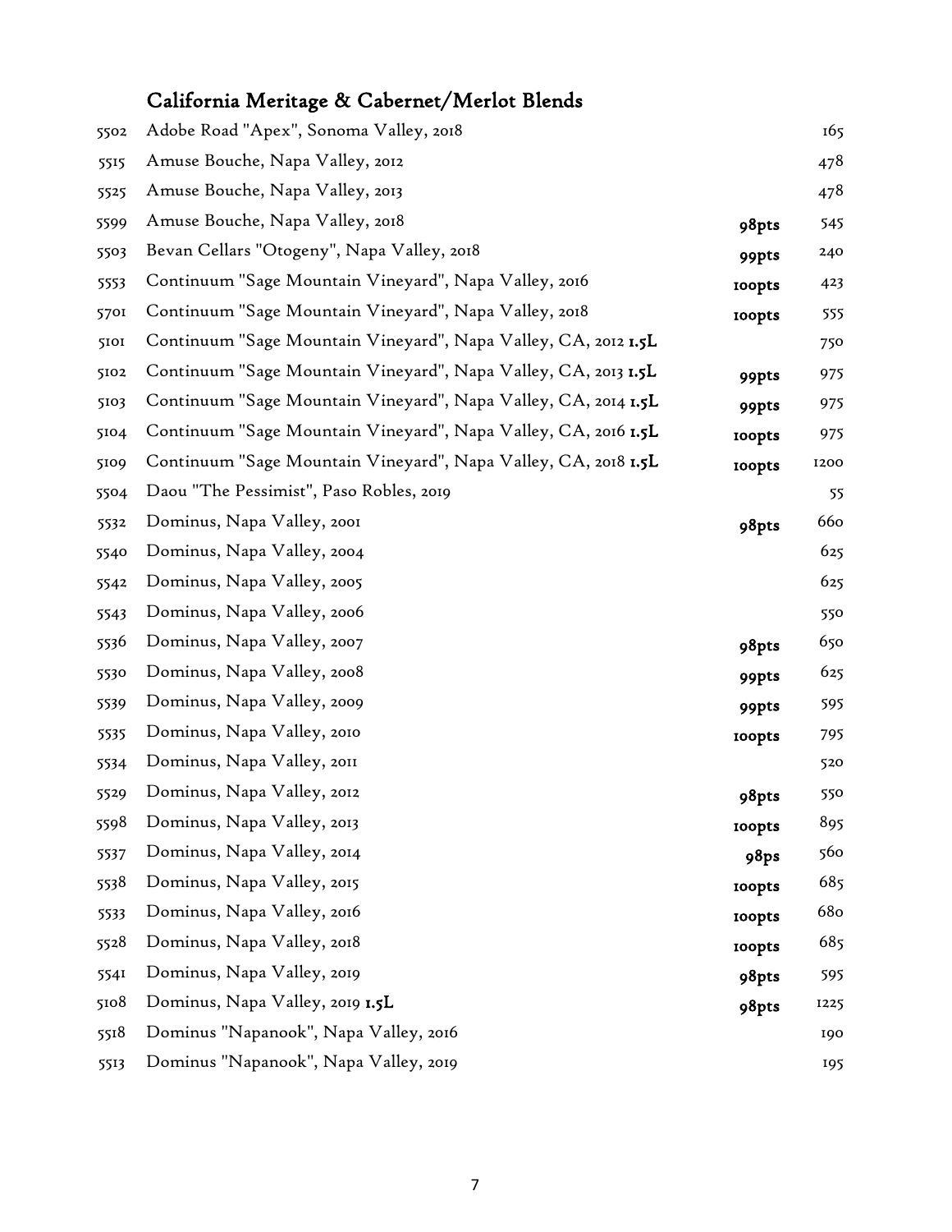## California Meritage & Cabernet/Merlot Blends

| | | | |
|---|---|---|---|
| 5502 | Adobe Road "Apex", Sonoma Valley, 2018 | | 165 |
| 5515 | Amuse Bouche, Napa Valley, 2012 | | 478 |
| 5525 | Amuse Bouche, Napa Valley, 2013 | | 478 |
| 5599 | Amuse Bouche, Napa Valley, 2018 | **98pts** | 545 |
| 5503 | Bevan Cellars "Otogeny", Napa Valley, 2018 | **99pts** | 240 |
| 5553 | Continuum "Sage Mountain Vineyard", Napa Valley, 2016 | **100pts** | 423 |
| 5701 | Continuum "Sage Mountain Vineyard", Napa Valley, 2018 | **100pts** | 555 |
| 5101 | Continuum "Sage Mountain Vineyard", Napa Valley, CA, 2012 **1.5L** | | 750 |
| 5102 | Continuum "Sage Mountain Vineyard", Napa Valley, CA, 2013 **1.5L** | **99pts** | 975 |
| 5103 | Continuum "Sage Mountain Vineyard", Napa Valley, CA, 2014 **1.5L** | **99pts** | 975 |
| 5104 | Continuum "Sage Mountain Vineyard", Napa Valley, CA, 2016 **1.5L** | **100pts** | 975 |
| 5109 | Continuum "Sage Mountain Vineyard", Napa Valley, CA, 2018 **1.5L** | **100pts** | 1200 |
| 5504 | Daou "The Pessimist", Paso Robles, 2019 | | 55 |
| 5532 | Dominus, Napa Valley, 2001 | **98pts** | 660 |
| 5540 | Dominus, Napa Valley, 2004 | | 625 |
| 5542 | Dominus, Napa Valley, 2005 | | 625 |
| 5543 | Dominus, Napa Valley, 2006 | | 550 |
| 5536 | Dominus, Napa Valley, 2007 | **98pts** | 650 |
| 5530 | Dominus, Napa Valley, 2008 | **99pts** | 625 |
| 5539 | Dominus, Napa Valley, 2009 | **99pts** | 595 |
| 5535 | Dominus, Napa Valley, 2010 | **100pts** | 795 |
| 5534 | Dominus, Napa Valley, 2011 | | 520 |
| 5529 | Dominus, Napa Valley, 2012 | **98pts** | 550 |
| 5598 | Dominus, Napa Valley, 2013 | **100pts** | 895 |
| 5537 | Dominus, Napa Valley, 2014 | **98ps** | 560 |
| 5538 | Dominus, Napa Valley, 2015 | **100pts** | 685 |
| 5533 | Dominus, Napa Valley, 2016 | **100pts** | 680 |
| 5528 | Dominus, Napa Valley, 2018 | **100pts** | 685 |
| 5541 | Dominus, Napa Valley, 2019 | **98pts** | 595 |
| 5108 | Dominus, Napa Valley, 2019 **1.5L** | **98pts** | 1225 |
| 5518 | Dominus "Napanook", Napa Valley, 2016 | | 190 |
| 5513 | Dominus "Napanook", Napa Valley, 2019 | | 195 |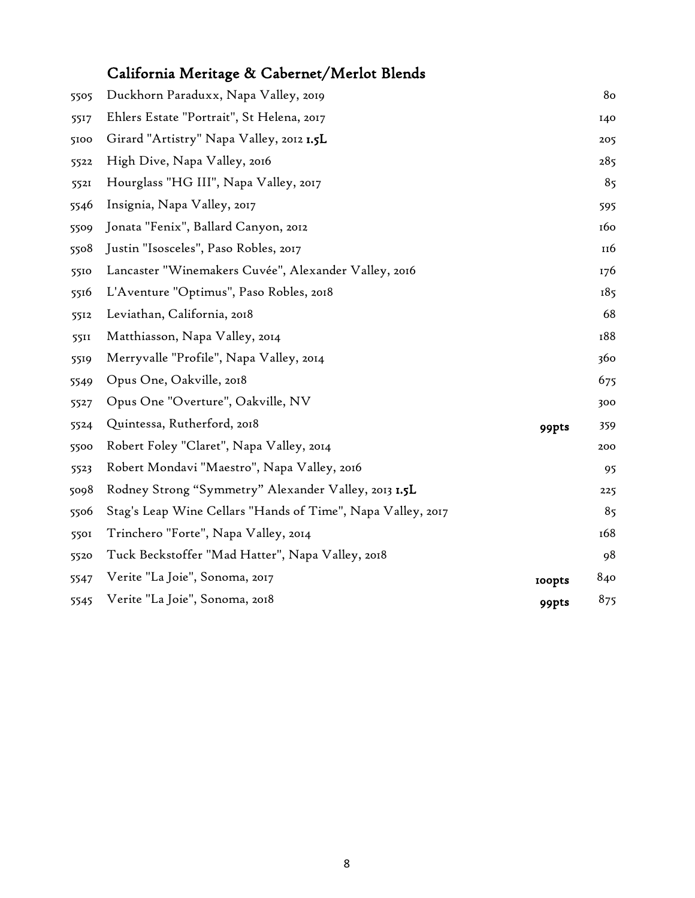## California Meritage & Cabernet/Merlot Blends

| | | | |
|---|---|---|---|
| 5505 | Duckhorn Paraduxx, Napa Valley, 2019 | | 80 |
| 5517 | Ehlers Estate "Portrait", St Helena, 2017 | | 140 |
| 5100 | Girard "Artistry" Napa Valley, 2012 **1.5L** | | 205 |
| 5522 | High Dive, Napa Valley, 2016 | | 285 |
| 5521 | Hourglass "HG III", Napa Valley, 2017 | | 85 |
| 5546 | Insignia, Napa Valley, 2017 | | 595 |
| 5509 | Jonata "Fenix", Ballard Canyon, 2012 | | 160 |
| 5508 | Justin "Isosceles", Paso Robles, 2017 | | 116 |
| 5510 | Lancaster "Winemakers Cuvée", Alexander Valley, 2016 | | 176 |
| 5516 | L'Aventure "Optimus", Paso Robles, 2018 | | 185 |
| 5512 | Leviathan, California, 2018 | | 68 |
| 5511 | Matthiasson, Napa Valley, 2014 | | 188 |
| 5519 | Merryvalle "Profile", Napa Valley, 2014 | | 360 |
| 5549 | Opus One, Oakville, 2018 | | 675 |
| 5527 | Opus One "Overture", Oakville, NV | | 300 |
| 5524 | Quintessa, Rutherford, 2018 | **99pts** | 359 |
| 5500 | Robert Foley "Claret", Napa Valley, 2014 | | 200 |
| 5523 | Robert Mondavi "Maestro", Napa Valley, 2016 | | 95 |
| 5098 | Rodney Strong "Symmetry" Alexander Valley, 2013 **1.5L** | | 225 |
| 5506 | Stag's Leap Wine Cellars "Hands of Time", Napa Valley, 2017 | | 85 |
| 5501 | Trinchero "Forte", Napa Valley, 2014 | | 168 |
| 5520 | Tuck Beckstoffer "Mad Hatter", Napa Valley, 2018 | | 98 |
| 5547 | Verite "La Joie", Sonoma, 2017 | **100pts** | 840 |
| 5545 | Verite "La Joie", Sonoma, 2018 | **99pts** | 875 |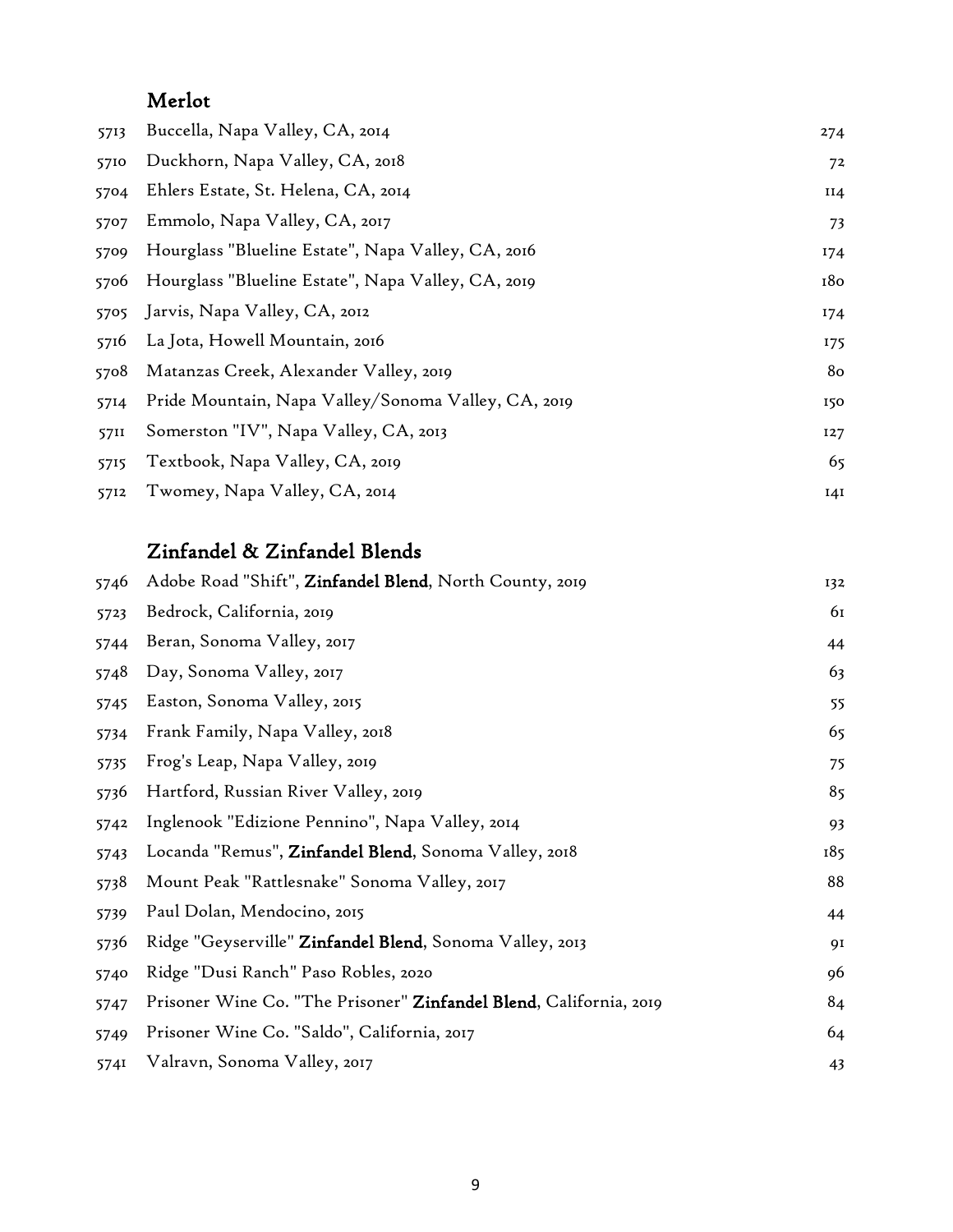## Merlot

| | | |
|---|---|---|
| 5713 | Buccella, Napa Valley, CA, 2014 | 274 |
| 5710 | Duckhorn, Napa Valley, CA, 2018 | 72 |
| 5704 | Ehlers Estate, St. Helena, CA, 2014 | 114 |
| 5707 | Emmolo, Napa Valley, CA, 2017 | 73 |
| 5709 | Hourglass "Blueline Estate", Napa Valley, CA, 2016 | 174 |
| 5706 | Hourglass "Blueline Estate", Napa Valley, CA, 2019 | 180 |
| 5705 | Jarvis, Napa Valley, CA, 2012 | 174 |
| 5716 | La Jota, Howell Mountain, 2016 | 175 |
| 5708 | Matanzas Creek, Alexander Valley, 2019 | 80 |
| 5714 | Pride Mountain, Napa Valley/Sonoma Valley, CA, 2019 | 150 |
| 5711 | Somerston "IV", Napa Valley, CA, 2013 | 127 |
| 5715 | Textbook, Napa Valley, CA, 2019 | 65 |
| 5712 | Twomey, Napa Valley, CA, 2014 | 141 |

## Zinfandel & Zinfandel Blends

| | | |
|---|---|---|
| 5746 | Adobe Road "Shift", **Zinfandel Blend**, North County, 2019 | 132 |
| 5723 | Bedrock, California, 2019 | 61 |
| 5744 | Beran, Sonoma Valley, 2017 | 44 |
| 5748 | Day, Sonoma Valley, 2017 | 63 |
| 5745 | Easton, Sonoma Valley, 2015 | 55 |
| 5734 | Frank Family, Napa Valley, 2018 | 65 |
| 5735 | Frog's Leap, Napa Valley, 2019 | 75 |
| 5736 | Hartford, Russian River Valley, 2019 | 85 |
| 5742 | Inglenook "Edizione Pennino", Napa Valley, 2014 | 93 |
| 5743 | Locanda "Remus", **Zinfandel Blend**, Sonoma Valley, 2018 | 185 |
| 5738 | Mount Peak "Rattlesnake" Sonoma Valley, 2017 | 88 |
| 5739 | Paul Dolan, Mendocino, 2015 | 44 |
| 5736 | Ridge "Geyserville" **Zinfandel Blend**, Sonoma Valley, 2013 | 91 |
| 5740 | Ridge "Dusi Ranch" Paso Robles, 2020 | 96 |
| 5747 | Prisoner Wine Co. "The Prisoner" **Zinfandel Blend**, California, 2019 | 84 |
| 5749 | Prisoner Wine Co. "Saldo", California, 2017 | 64 |
| 5741 | Valravn, Sonoma Valley, 2017 | 43 |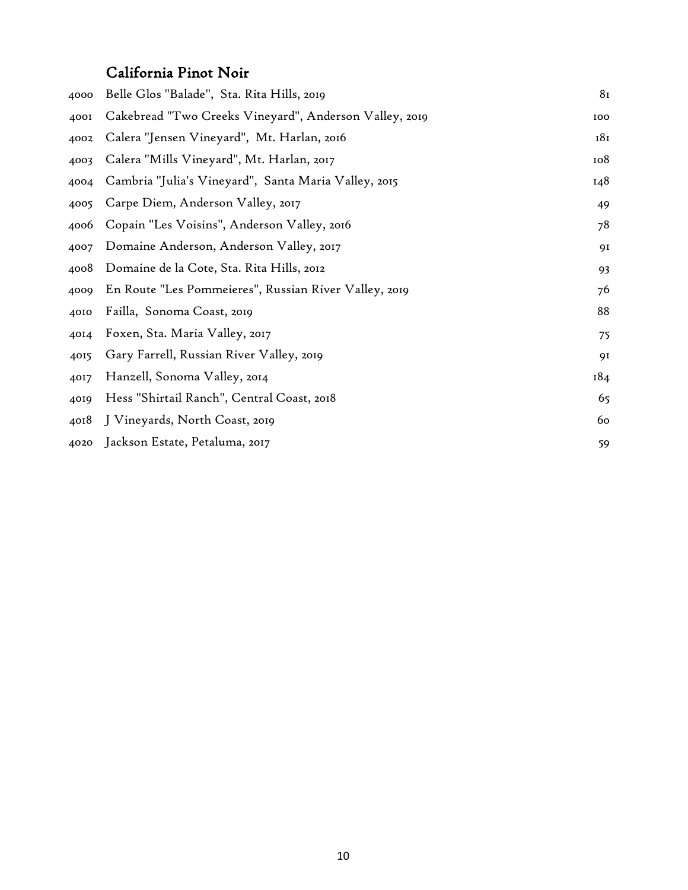## California Pinot Noir

| | | |
|---|---|---|
| 4000 | Belle Glos "Balade", Sta. Rita Hills, 2019 | 81 |
| 4001 | Cakebread "Two Creeks Vineyard", Anderson Valley, 2019 | 100 |
| 4002 | Calera "Jensen Vineyard", Mt. Harlan, 2016 | 181 |
| 4003 | Calera "Mills Vineyard", Mt. Harlan, 2017 | 108 |
| 4004 | Cambria "Julia's Vineyard", Santa Maria Valley, 2015 | 148 |
| 4005 | Carpe Diem, Anderson Valley, 2017 | 49 |
| 4006 | Copain "Les Voisins", Anderson Valley, 2016 | 78 |
| 4007 | Domaine Anderson, Anderson Valley, 2017 | 91 |
| 4008 | Domaine de la Cote, Sta. Rita Hills, 2012 | 93 |
| 4009 | En Route "Les Pommeieres", Russian River Valley, 2019 | 76 |
| 4010 | Failla, Sonoma Coast, 2019 | 88 |
| 4014 | Foxen, Sta. Maria Valley, 2017 | 75 |
| 4015 | Gary Farrell, Russian River Valley, 2019 | 91 |
| 4017 | Hanzell, Sonoma Valley, 2014 | 184 |
| 4019 | Hess "Shirtail Ranch", Central Coast, 2018 | 65 |
| 4018 | J Vineyards, North Coast, 2019 | 60 |
| 4020 | Jackson Estate, Petaluma, 2017 | 59 |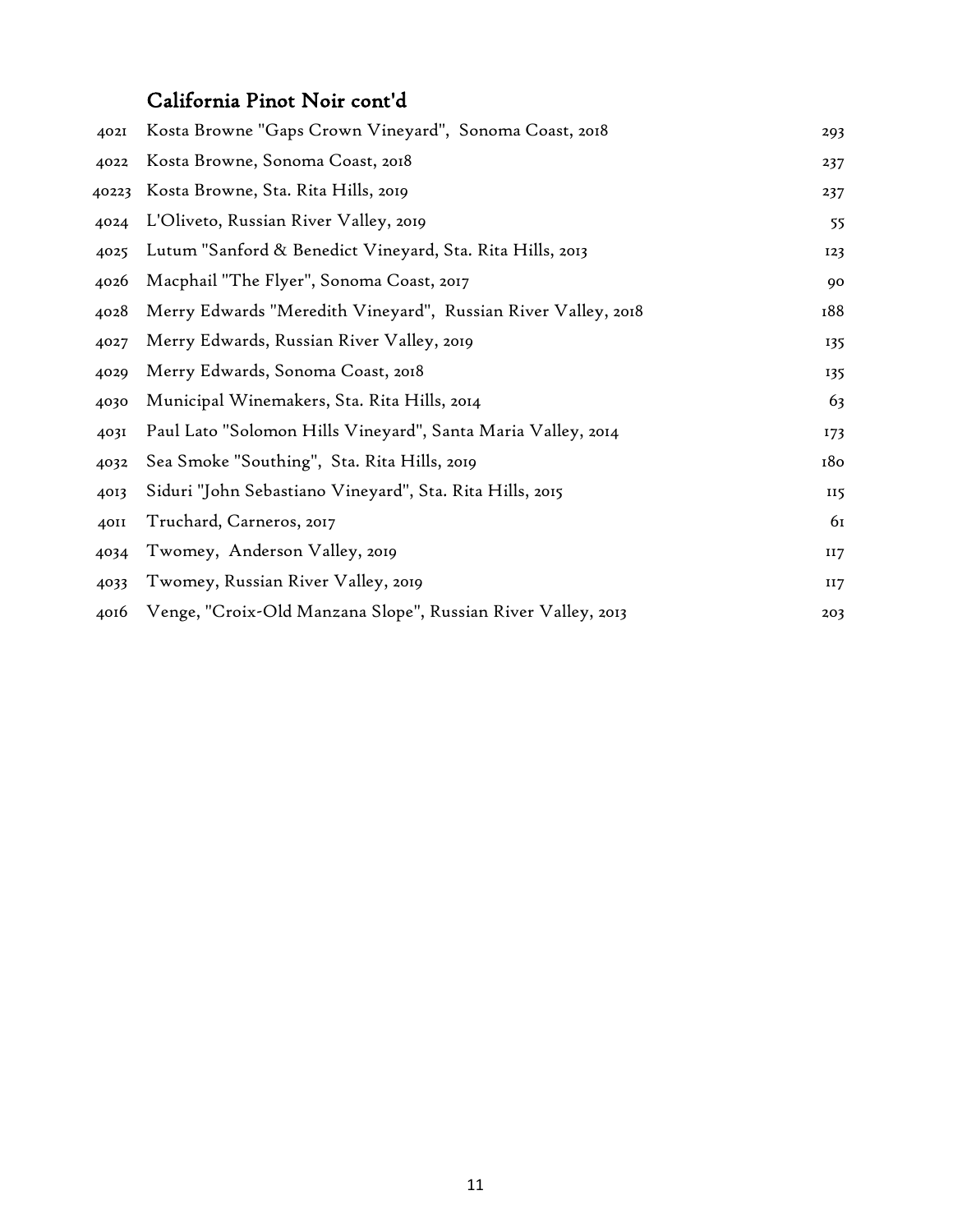## California Pinot Noir cont'd

| | | |
|---|---|---|
| 4021 | Kosta Browne "Gaps Crown Vineyard", Sonoma Coast, 2018 | 293 |
| 4022 | Kosta Browne, Sonoma Coast, 2018 | 237 |
| 40223 | Kosta Browne, Sta. Rita Hills, 2019 | 237 |
| 4024 | L'Oliveto, Russian River Valley, 2019 | 55 |
| 4025 | Lutum "Sanford & Benedict Vineyard, Sta. Rita Hills, 2013 | 123 |
| 4026 | Macphail "The Flyer", Sonoma Coast, 2017 | 90 |
| 4028 | Merry Edwards "Meredith Vineyard", Russian River Valley, 2018 | 188 |
| 4027 | Merry Edwards, Russian River Valley, 2019 | 135 |
| 4029 | Merry Edwards, Sonoma Coast, 2018 | 135 |
| 4030 | Municipal Winemakers, Sta. Rita Hills, 2014 | 63 |
| 4031 | Paul Lato "Solomon Hills Vineyard", Santa Maria Valley, 2014 | 173 |
| 4032 | Sea Smoke "Southing", Sta. Rita Hills, 2019 | 180 |
| 4013 | Siduri "John Sebastiano Vineyard", Sta. Rita Hills, 2015 | 115 |
| 4011 | Truchard, Carneros, 2017 | 61 |
| 4034 | Twomey, Anderson Valley, 2019 | 117 |
| 4033 | Twomey, Russian River Valley, 2019 | 117 |
| 4016 | Venge, "Croix-Old Manzana Slope", Russian River Valley, 2013 | 203 |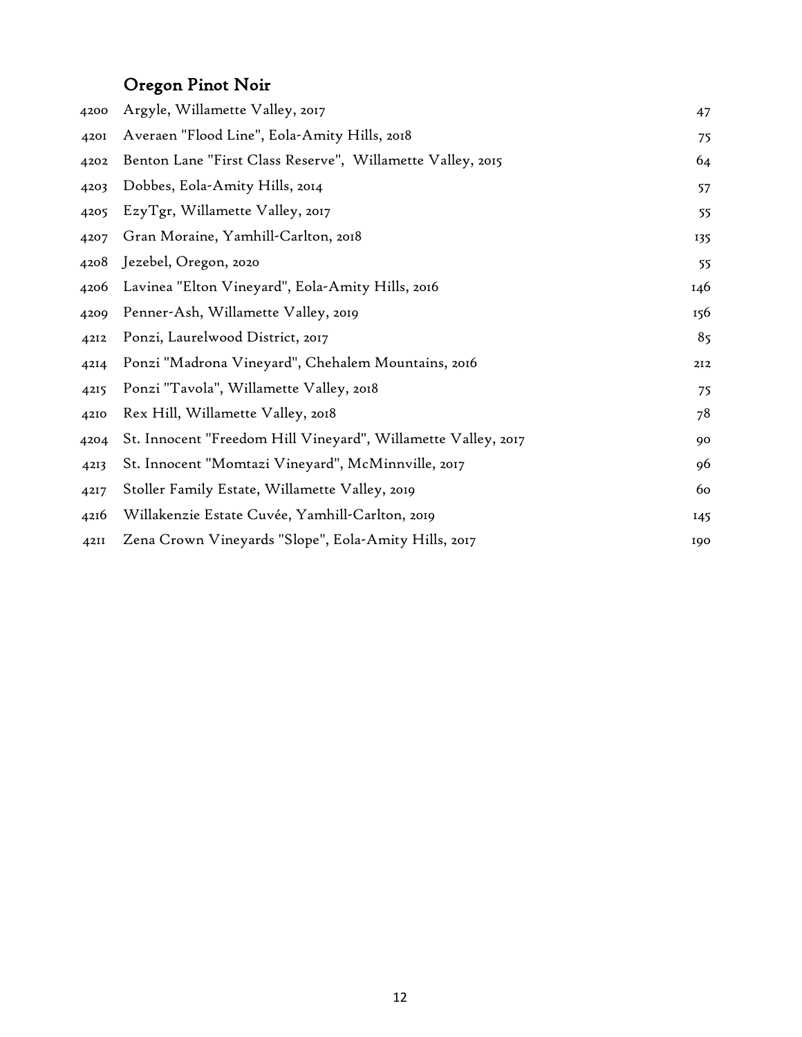## Oregon Pinot Noir

| | | |
|---|---|---|
| 4200 | Argyle, Willamette Valley, 2017 | 47 |
| 4201 | Averaen "Flood Line", Eola-Amity Hills, 2018 | 75 |
| 4202 | Benton Lane "First Class Reserve", Willamette Valley, 2015 | 64 |
| 4203 | Dobbes, Eola-Amity Hills, 2014 | 57 |
| 4205 | EzyTgr, Willamette Valley, 2017 | 55 |
| 4207 | Gran Moraine, Yamhill-Carlton, 2018 | 135 |
| 4208 | Jezebel, Oregon, 2020 | 55 |
| 4206 | Lavinea "Elton Vineyard", Eola-Amity Hills, 2016 | 146 |
| 4209 | Penner-Ash, Willamette Valley, 2019 | 156 |
| 4212 | Ponzi, Laurelwood District, 2017 | 85 |
| 4214 | Ponzi "Madrona Vineyard", Chehalem Mountains, 2016 | 212 |
| 4215 | Ponzi "Tavola", Willamette Valley, 2018 | 75 |
| 4210 | Rex Hill, Willamette Valley, 2018 | 78 |
| 4204 | St. Innocent "Freedom Hill Vineyard", Willamette Valley, 2017 | 90 |
| 4213 | St. Innocent "Momtazi Vineyard", McMinnville, 2017 | 96 |
| 4217 | Stoller Family Estate, Willamette Valley, 2019 | 60 |
| 4216 | Willakenzie Estate Cuvée, Yamhill-Carlton, 2019 | 145 |
| 4211 | Zena Crown Vineyards "Slope", Eola-Amity Hills, 2017 | 190 |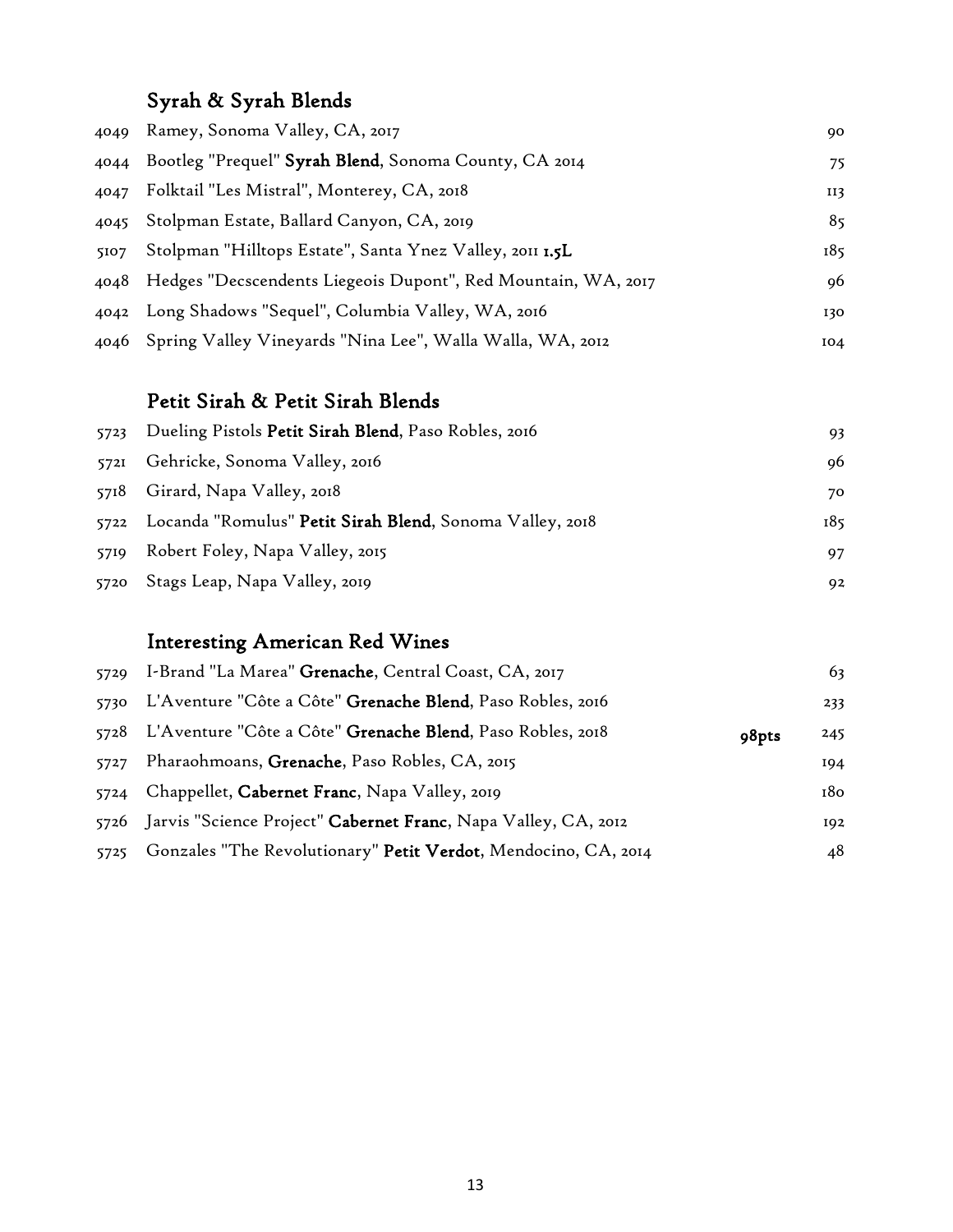## Syrah & Syrah Blends

| | | | |
|---|---|---|---|
| 4049 | Ramey, Sonoma Valley, CA, 2017 | | 90 |
| 4044 | Bootleg "Prequel" **Syrah Blend**, Sonoma County, CA 2014 | | 75 |
| 4047 | Folktail "Les Mistral", Monterey, CA, 2018 | | 113 |
| 4045 | Stolpman Estate, Ballard Canyon, CA, 2019 | | 85 |
| 5107 | Stolpman "Hilltops Estate", Santa Ynez Valley, 2011 **1.5L** | | 185 |
| 4048 | Hedges "Decscendents Liegeois Dupont", Red Mountain, WA, 2017 | | 96 |
| 4042 | Long Shadows "Sequel", Columbia Valley, WA, 2016 | | 130 |
| 4046 | Spring Valley Vineyards "Nina Lee", Walla Walla, WA, 2012 | | 104 |

## Petit Sirah & Petit Sirah Blends

| | | | |
|---|---|---|---|
| 5723 | Dueling Pistols **Petit Sirah Blend**, Paso Robles, 2016 | | 93 |
| 5721 | Gehricke, Sonoma Valley, 2016 | | 96 |
| 5718 | Girard, Napa Valley, 2018 | | 70 |
| 5722 | Locanda "Romulus" **Petit Sirah Blend**, Sonoma Valley, 2018 | | 185 |
| 5719 | Robert Foley, Napa Valley, 2015 | | 97 |
| 5720 | Stags Leap, Napa Valley, 2019 | | 92 |

## Interesting American Red Wines

| | | | |
|---|---|---|---|
| 5729 | I-Brand "La Marea" **Grenache**, Central Coast, CA, 2017 | | 63 |
| 5730 | L'Aventure "Côte a Côte" **Grenache Blend**, Paso Robles, 2016 | | 233 |
| 5728 | L'Aventure "Côte a Côte" **Grenache Blend**, Paso Robles, 2018 | **98pts** | 245 |
| 5727 | Pharaohmoans, **Grenache**, Paso Robles, CA, 2015 | | 194 |
| 5724 | Chappellet, **Cabernet Franc**, Napa Valley, 2019 | | 180 |
| 5726 | Jarvis "Science Project" **Cabernet Franc**, Napa Valley, CA, 2012 | | 192 |
| 5725 | Gonzales "The Revolutionary" **Petit Verdot**, Mendocino, CA, 2014 | | 48 |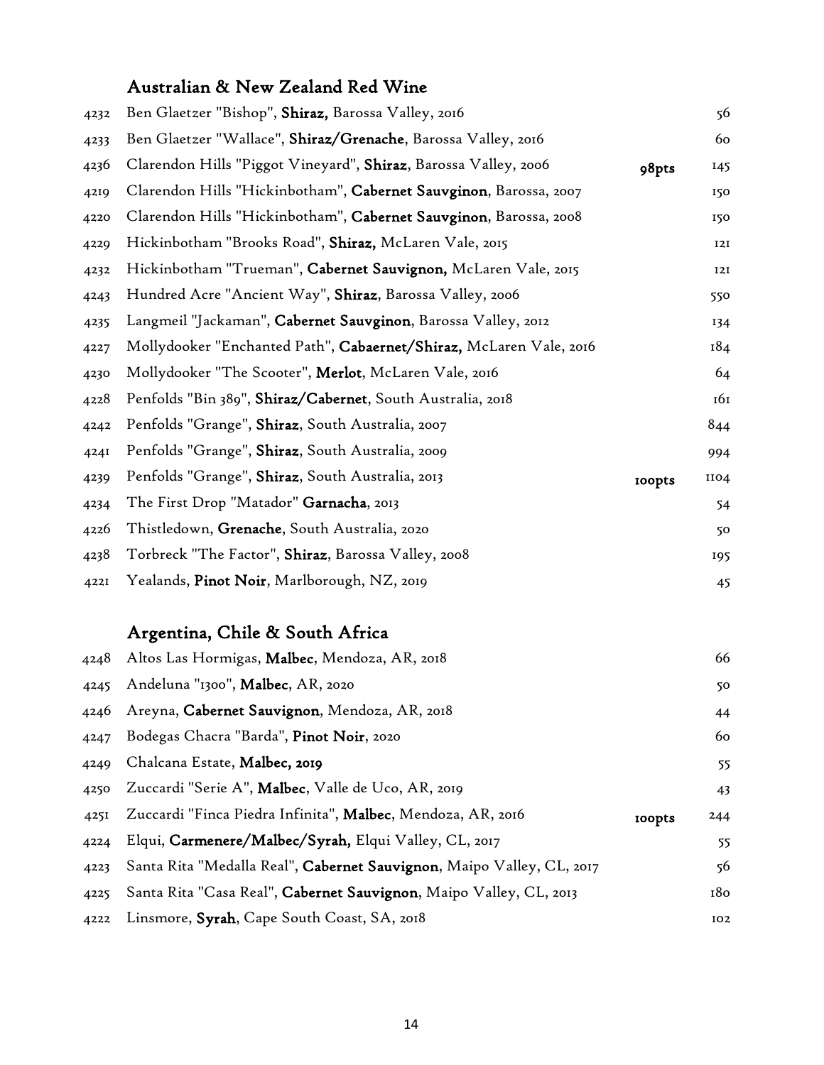## Australian & New Zealand Red Wine

| | | | |
|---|---|---|---|
| 4232 | Ben Glaetzer "Bishop", **Shiraz,** Barossa Valley, 2016 | | 56 |
| 4233 | Ben Glaetzer "Wallace", **Shiraz/Grenache**, Barossa Valley, 2016 | | 60 |
| 4236 | Clarendon Hills "Piggot Vineyard", **Shiraz**, Barossa Valley, 2006 | 98pts | 145 |
| 4219 | Clarendon Hills "Hickinbotham", **Cabernet Sauvginon**, Barossa, 2007 | | 150 |
| 4220 | Clarendon Hills "Hickinbotham", **Cabernet Sauvginon**, Barossa, 2008 | | 150 |
| 4229 | Hickinbotham "Brooks Road", **Shiraz,** McLaren Vale, 2015 | | 121 |
| 4232 | Hickinbotham "Trueman", **Cabernet Sauvignon,** McLaren Vale, 2015 | | 121 |
| 4243 | Hundred Acre "Ancient Way", **Shiraz**, Barossa Valley, 2006 | | 550 |
| 4235 | Langmeil "Jackaman", **Cabernet Sauvginon**, Barossa Valley, 2012 | | 134 |
| 4227 | Mollydooker "Enchanted Path", **Cabaernet/Shiraz,** McLaren Vale, 2016 | | 184 |
| 4230 | Mollydooker "The Scooter", **Merlot**, McLaren Vale, 2016 | | 64 |
| 4228 | Penfolds "Bin 389", **Shiraz/Cabernet**, South Australia, 2018 | | 161 |
| 4242 | Penfolds "Grange", **Shiraz**, South Australia, 2007 | | 844 |
| 4241 | Penfolds "Grange", **Shiraz**, South Australia, 2009 | | 994 |
| 4239 | Penfolds "Grange", **Shiraz**, South Australia, 2013 | 100pts | 1104 |
| 4234 | The First Drop "Matador" **Garnacha**, 2013 | | 54 |
| 4226 | Thistledown, **Grenache**, South Australia, 2020 | | 50 |
| 4238 | Torbreck "The Factor", **Shiraz**, Barossa Valley, 2008 | | 195 |
| 4221 | Yealands, **Pinot Noir**, Marlborough, NZ, 2019 | | 45 |

## Argentina, Chile & South Africa

| | | | |
|---|---|---|---|
| 4248 | Altos Las Hormigas, **Malbec**, Mendoza, AR, 2018 | | 66 |
| 4245 | Andeluna "1300", **Malbec**, AR, 2020 | | 50 |
| 4246 | Areyna, **Cabernet Sauvignon**, Mendoza, AR, 2018 | | 44 |
| 4247 | Bodegas Chacra "Barda", **Pinot Noir**, 2020 | | 60 |
| 4249 | Chalcana Estate, **Malbec, 2019** | | 55 |
| 4250 | Zuccardi "Serie A", **Malbec**, Valle de Uco, AR, 2019 | | 43 |
| 4251 | Zuccardi "Finca Piedra Infinita", **Malbec**, Mendoza, AR, 2016 | 100pts | 244 |
| 4224 | Elqui, **Carmenere/Malbec/Syrah,** Elqui Valley, CL, 2017 | | 55 |
| 4223 | Santa Rita "Medalla Real", **Cabernet Sauvignon**, Maipo Valley, CL, 2017 | | 56 |
| 4225 | Santa Rita "Casa Real", **Cabernet Sauvignon**, Maipo Valley, CL, 2013 | | 180 |
| 4222 | Linsmore, **Syrah**, Cape South Coast, SA, 2018 | | 102 |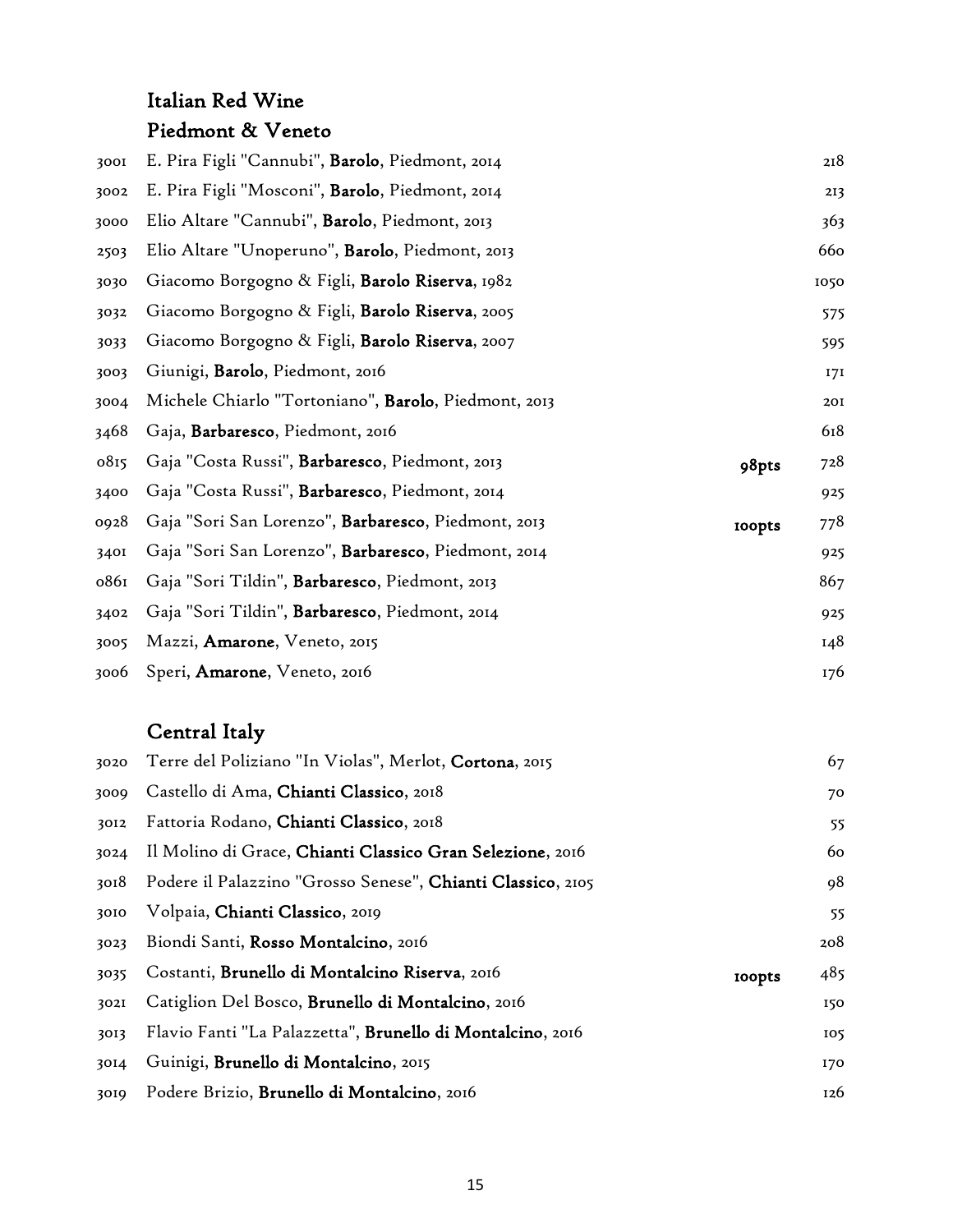## Italian Red Wine

### Piedmont & Veneto

| | | | |
|---|---|---|---|
| 3001 | E. Pira Figli "Cannubi", **Barolo**, Piedmont, 2014 | | 218 |
| 3002 | E. Pira Figli "Mosconi", **Barolo**, Piedmont, 2014 | | 213 |
| 3000 | Elio Altare "Cannubi", **Barolo**, Piedmont, 2013 | | 363 |
| 2503 | Elio Altare "Unoperuno", **Barolo**, Piedmont, 2013 | | 660 |
| 3030 | Giacomo Borgogno & Figli, **Barolo Riserva**, 1982 | | 1050 |
| 3032 | Giacomo Borgogno & Figli, **Barolo Riserva**, 2005 | | 575 |
| 3033 | Giacomo Borgogno & Figli, **Barolo Riserva**, 2007 | | 595 |
| 3003 | Giunigi, **Barolo**, Piedmont, 2016 | | 171 |
| 3004 | Michele Chiarlo "Tortoniano", **Barolo**, Piedmont, 2013 | | 201 |
| 3468 | Gaja, **Barbaresco**, Piedmont, 2016 | | 618 |
| 0815 | Gaja "Costa Russi", **Barbaresco**, Piedmont, 2013 | **98pts** | 728 |
| 3400 | Gaja "Costa Russi", **Barbaresco**, Piedmont, 2014 | | 925 |
| 0928 | Gaja "Sori San Lorenzo", **Barbaresco**, Piedmont, 2013 | **100pts** | 778 |
| 3401 | Gaja "Sori San Lorenzo", **Barbaresco**, Piedmont, 2014 | | 925 |
| 0861 | Gaja "Sori Tildin", **Barbaresco**, Piedmont, 2013 | | 867 |
| 3402 | Gaja "Sori Tildin", **Barbaresco**, Piedmont, 2014 | | 925 |
| 3005 | Mazzi, **Amarone**, Veneto, 2015 | | 148 |
| 3006 | Speri, **Amarone**, Veneto, 2016 | | 176 |

### Central Italy

| | | | |
|---|---|---|---|
| 3020 | Terre del Poliziano "In Violas", Merlot, **Cortona**, 2015 | | 67 |
| 3009 | Castello di Ama, **Chianti Classico**, 2018 | | 70 |
| 3012 | Fattoria Rodano, **Chianti Classico**, 2018 | | 55 |
| 3024 | Il Molino di Grace, **Chianti Classico Gran Selezione**, 2016 | | 60 |
| 3018 | Podere il Palazzino "Grosso Senese", **Chianti Classico**, 2105 | | 98 |
| 3010 | Volpaia, **Chianti Classico**, 2019 | | 55 |
| 3023 | Biondi Santi, **Rosso Montalcino**, 2016 | | 208 |
| 3035 | Costanti, **Brunello di Montalcino Riserva**, 2016 | **100pts** | 485 |
| 3021 | Catiglion Del Bosco, **Brunello di Montalcino**, 2016 | | 150 |
| 3013 | Flavio Fanti "La Palazzetta", **Brunello di Montalcino**, 2016 | | 105 |
| 3014 | Guinigi, **Brunello di Montalcino**, 2015 | | 170 |
| 3019 | Podere Brizio, **Brunello di Montalcino**, 2016 | | 126 |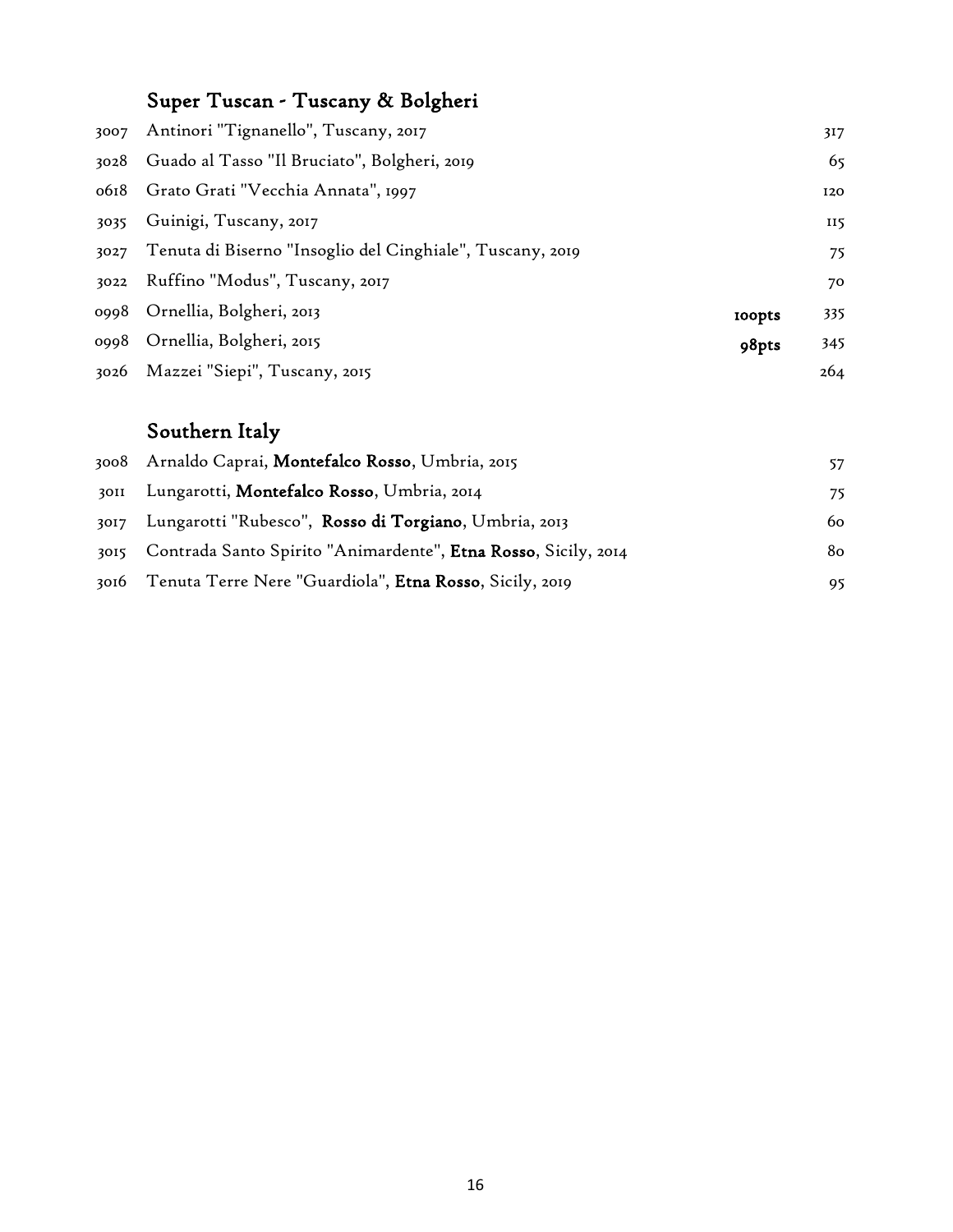## Super Tuscan - Tuscany & Bolgheri

| | | | |
|---|---|---|---|
| 3007 | Antinori "Tignanello", Tuscany, 2017 | | 317 |
| 3028 | Guado al Tasso "Il Bruciato", Bolgheri, 2019 | | 65 |
| 0618 | Grato Grati "Vecchia Annata", 1997 | | 120 |
| 3035 | Guinigi, Tuscany, 2017 | | 115 |
| 3027 | Tenuta di Biserno "Insoglio del Cinghiale", Tuscany, 2019 | | 75 |
| 3022 | Ruffino "Modus", Tuscany, 2017 | | 70 |
| 0998 | Ornellia, Bolgheri, 2013 | **100pts** | 335 |
| 0998 | Ornellia, Bolgheri, 2015 | **98pts** | 345 |
| 3026 | Mazzei "Siepi", Tuscany, 2015 | | 264 |

## Southern Italy

| | | |
|---|---|---|
| 3008 | Arnaldo Caprai, **Montefalco Rosso**, Umbria, 2015 | 57 |
| 3011 | Lungarotti, **Montefalco Rosso**, Umbria, 2014 | 75 |
| 3017 | Lungarotti "Rubesco", **Rosso di Torgiano**, Umbria, 2013 | 60 |
| 3015 | Contrada Santo Spirito "Animardente", **Etna Rosso**, Sicily, 2014 | 80 |
| 3016 | Tenuta Terre Nere "Guardiola", **Etna Rosso**, Sicily, 2019 | 95 |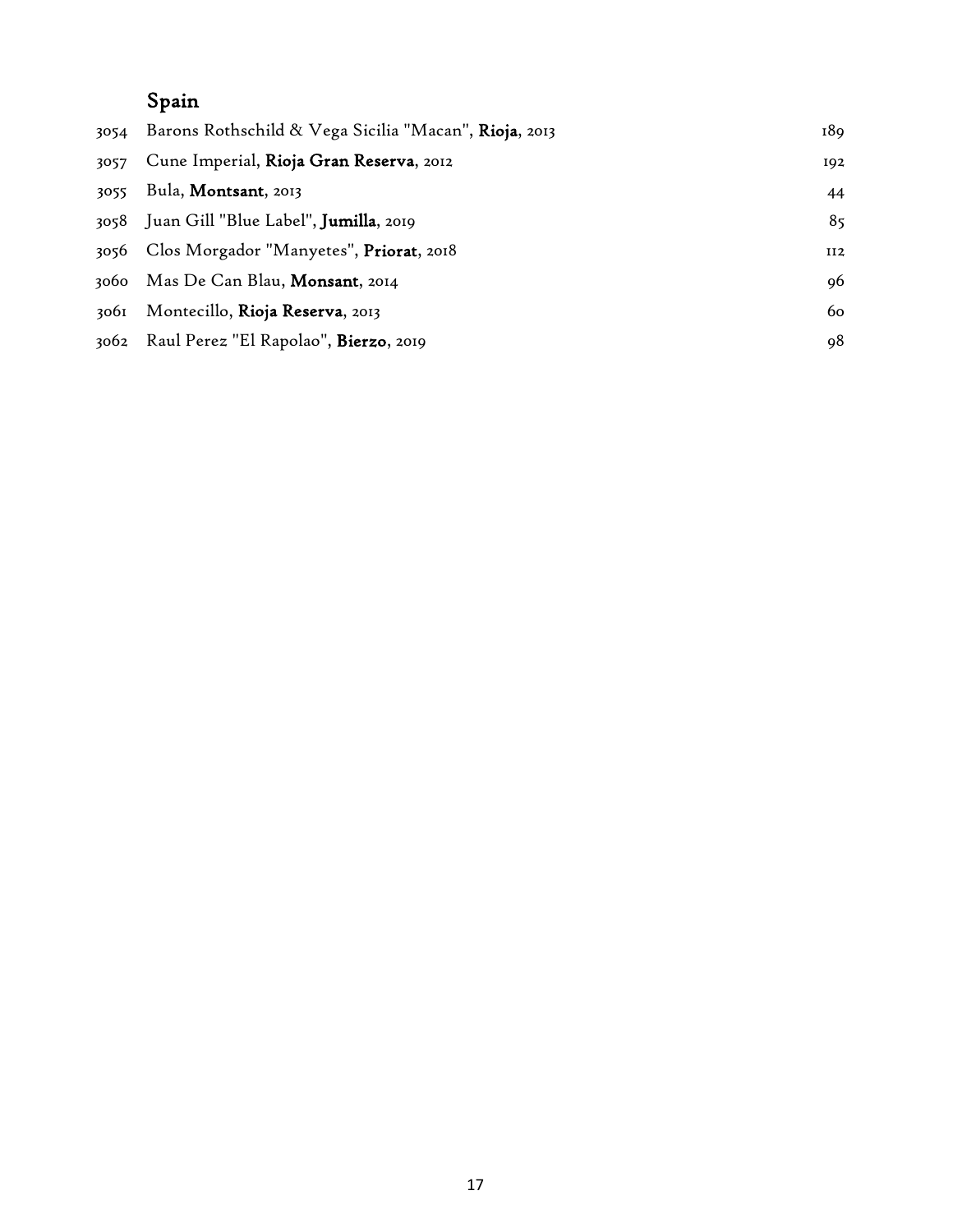## Spain

| | | |
|---|---|---|
| 3054 | Barons Rothschild & Vega Sicilia "Macan", **Rioja**, 2013 | 189 |
| 3057 | Cune Imperial, **Rioja Gran Reserva**, 2012 | 192 |
| 3055 | Bula, **Montsant**, 2013 | 44 |
| 3058 | Juan Gill "Blue Label", **Jumilla**, 2019 | 85 |
| 3056 | Clos Morgador "Manyetes", **Priorat**, 2018 | 112 |
| 3060 | Mas De Can Blau, **Monsant**, 2014 | 96 |
| 3061 | Montecillo, **Rioja Reserva**, 2013 | 60 |
| 3062 | Raul Perez "El Rapolao", **Bierzo**, 2019 | 98 |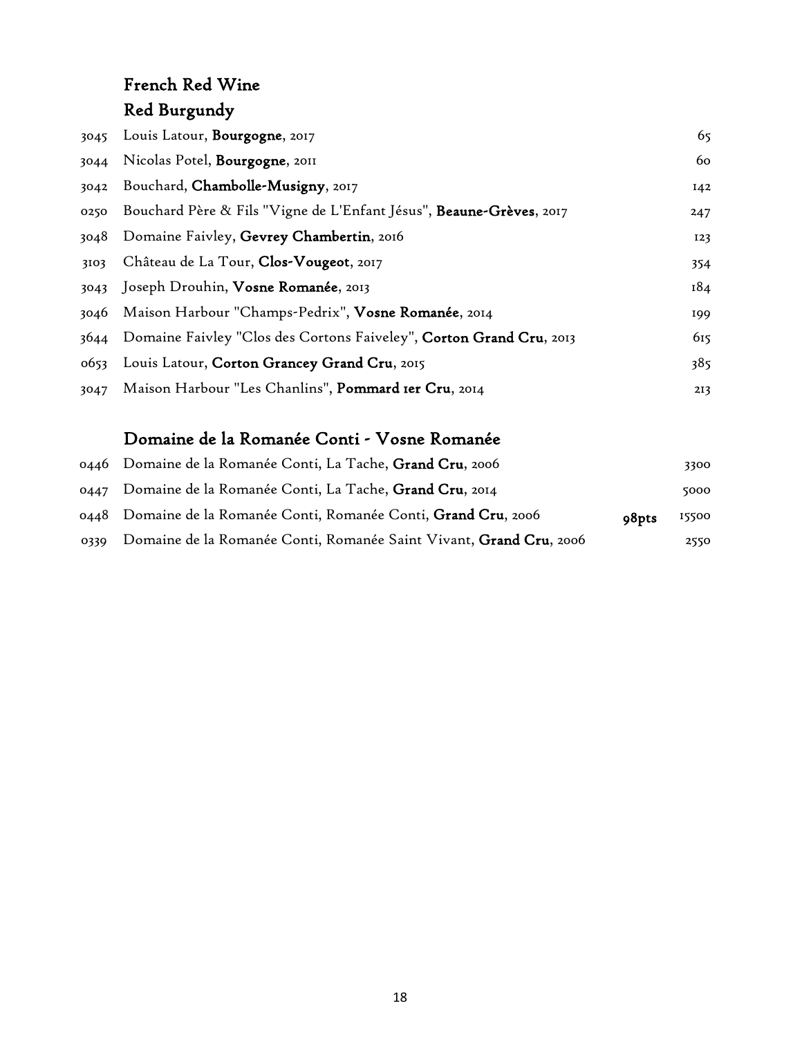# French Red Wine

## Red Burgundy

| | | |
|---|---|---|
| 3045 | Louis Latour, **Bourgogne**, 2017 | 65 |
| 3044 | Nicolas Potel, **Bourgogne**, 2011 | 60 |
| 3042 | Bouchard, **Chambolle-Musigny**, 2017 | 142 |
| 0250 | Bouchard Père & Fils "Vigne de L'Enfant Jésus", **Beaune-Grèves**, 2017 | 247 |
| 3048 | Domaine Faivley, **Gevrey Chambertin**, 2016 | 123 |
| 3103 | Château de La Tour, **Clos-Vougeot**, 2017 | 354 |
| 3043 | Joseph Drouhin, **Vosne Romanée**, 2013 | 184 |
| 3046 | Maison Harbour "Champs-Pedrix", **Vosne Romanée**, 2014 | 199 |
| 3644 | Domaine Faivley "Clos des Cortons Faiveley", **Corton Grand Cru**, 2013 | 615 |
| 0653 | Louis Latour, **Corton Grancey Grand Cru**, 2015 | 385 |
| 3047 | Maison Harbour "Les Chanlins", **Pommard 1er Cru**, 2014 | 213 |

## Domaine de la Romanée Conti - Vosne Romanée

| | | | |
|---|---|---|---|
| 0446 | Domaine de la Romanée Conti, La Tache, **Grand Cru**, 2006 | | 3300 |
| 0447 | Domaine de la Romanée Conti, La Tache, **Grand Cru**, 2014 | | 5000 |
| 0448 | Domaine de la Romanée Conti, Romanée Conti, **Grand Cru**, 2006 | **98pts** | 15500 |
| 0339 | Domaine de la Romanée Conti, Romanée Saint Vivant, **Grand Cru**, 2006 | | 2550 |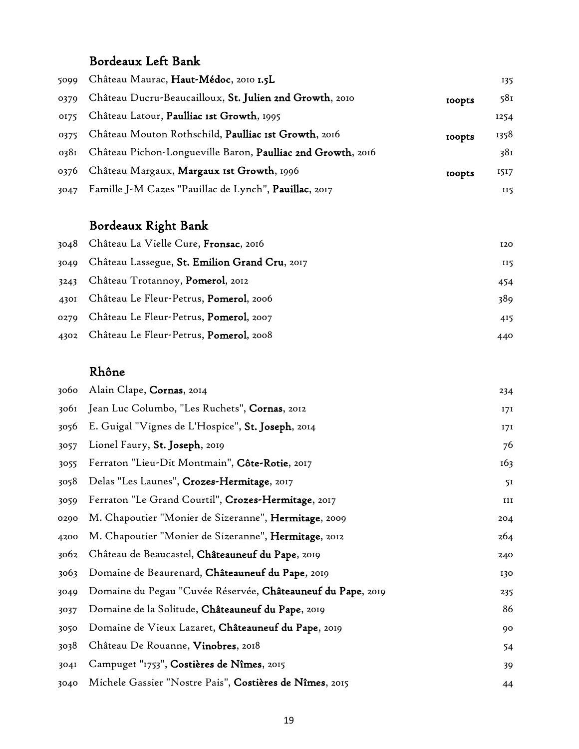## Bordeaux Left Bank

| | | | |
|---|---|---|---|
| 5099 | Château Maurac, **Haut-Médoc**, 2010 **1.5L** | | 135 |
| 0379 | Château Ducru-Beaucailloux, **St. Julien 2nd Growth**, 2010 | **100pts** | 581 |
| 0175 | Château Latour, **Paulliac 1st Growth**, 1995 | | 1254 |
| 0375 | Château Mouton Rothschild, **Paulliac 1st Growth**, 2016 | **100pts** | 1358 |
| 0381 | Château Pichon-Longueville Baron, **Paulliac 2nd Growth**, 2016 | | 381 |
| 0376 | Château Margaux, **Margaux 1st Growth**, 1996 | **100pts** | 1517 |
| 3047 | Famille J-M Cazes "Pauillac de Lynch", **Pauillac**, 2017 | | 115 |

## Bordeaux Right Bank

| | | |
|---|---|---|
| 3048 | Château La Vielle Cure, **Fronsac**, 2016 | 120 |
| 3049 | Château Lassegue, **St. Emilion Grand Cru**, 2017 | 115 |
| 3243 | Château Trotannoy, **Pomerol**, 2012 | 454 |
| 4301 | Château Le Fleur-Petrus, **Pomerol**, 2006 | 389 |
| 0279 | Château Le Fleur-Petrus, **Pomerol**, 2007 | 415 |
| 4302 | Château Le Fleur-Petrus, **Pomerol**, 2008 | 440 |

## Rhône

| | | |
|---|---|---|
| 3060 | Alain Clape, **Cornas**, 2014 | 234 |
| 3061 | Jean Luc Columbo, "Les Ruchets", **Cornas**, 2012 | 171 |
| 3056 | E. Guigal "Vignes de L'Hospice", **St. Joseph**, 2014 | 171 |
| 3057 | Lionel Faury, **St. Joseph**, 2019 | 76 |
| 3055 | Ferraton "Lieu-Dit Montmain", **Côte-Rotie**, 2017 | 163 |
| 3058 | Delas "Les Launes", **Crozes-Hermitage**, 2017 | 51 |
| 3059 | Ferraton "Le Grand Courtil", **Crozes-Hermitage**, 2017 | 111 |
| 0290 | M. Chapoutier "Monier de Sizeranne", **Hermitage**, 2009 | 204 |
| 4200 | M. Chapoutier "Monier de Sizeranne", **Hermitage**, 2012 | 264 |
| 3062 | Château de Beaucastel, **Châteauneuf du Pape**, 2019 | 240 |
| 3063 | Domaine de Beaurenard, **Châteauneuf du Pape**, 2019 | 130 |
| 3049 | Domaine du Pegau "Cuvée Réservée, **Châteauneuf du Pape**, 2019 | 235 |
| 3037 | Domaine de la Solitude, **Châteauneuf du Pape**, 2019 | 86 |
| 3050 | Domaine de Vieux Lazaret, **Châteauneuf du Pape**, 2019 | 90 |
| 3038 | Château De Rouanne, **Vinobres**, 2018 | 54 |
| 3041 | Campuget "1753", **Costières de Nîmes**, 2015 | 39 |
| 3040 | Michele Gassier "Nostre Pais", **Costières de Nîmes**, 2015 | 44 |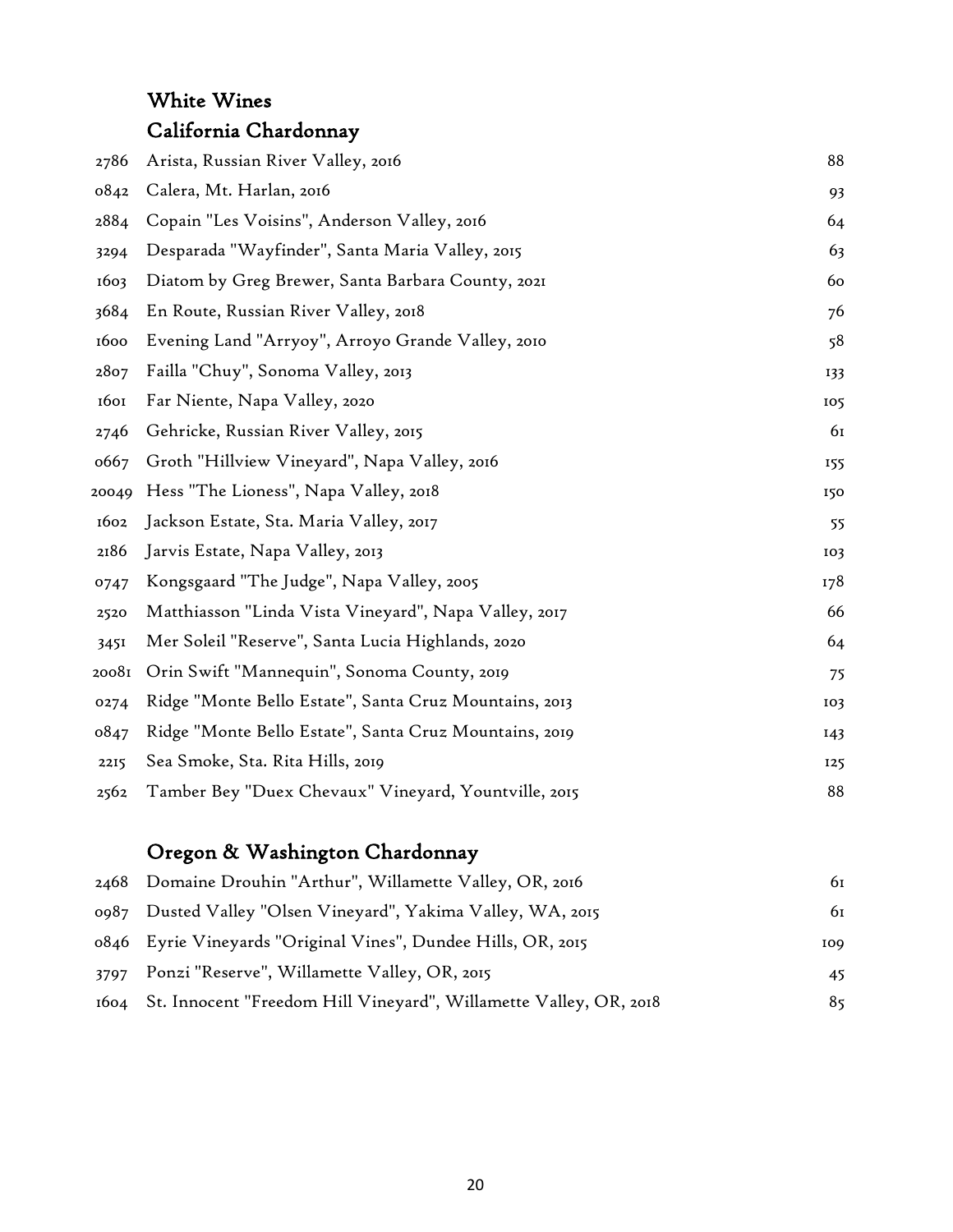# White Wines

## California Chardonnay

| | | |
|---|---|---|
| 2786 | Arista, Russian River Valley, 2016 | 88 |
| 0842 | Calera, Mt. Harlan, 2016 | 93 |
| 2884 | Copain "Les Voisins", Anderson Valley, 2016 | 64 |
| 3294 | Desparada "Wayfinder", Santa Maria Valley, 2015 | 63 |
| 1603 | Diatom by Greg Brewer, Santa Barbara County, 2021 | 60 |
| 3684 | En Route, Russian River Valley, 2018 | 76 |
| 1600 | Evening Land "Arryoy", Arroyo Grande Valley, 2010 | 58 |
| 2807 | Failla "Chuy", Sonoma Valley, 2013 | 133 |
| 1601 | Far Niente, Napa Valley, 2020 | 105 |
| 2746 | Gehricke, Russian River Valley, 2015 | 61 |
| 0667 | Groth "Hillview Vineyard", Napa Valley, 2016 | 155 |
| 20049 | Hess "The Lioness", Napa Valley, 2018 | 150 |
| 1602 | Jackson Estate, Sta. Maria Valley, 2017 | 55 |
| 2186 | Jarvis Estate, Napa Valley, 2013 | 103 |
| 0747 | Kongsgaard "The Judge", Napa Valley, 2005 | 178 |
| 2520 | Matthiasson "Linda Vista Vineyard", Napa Valley, 2017 | 66 |
| 3451 | Mer Soleil "Reserve", Santa Lucia Highlands, 2020 | 64 |
| 20081 | Orin Swift "Mannequin", Sonoma County, 2019 | 75 |
| 0274 | Ridge "Monte Bello Estate", Santa Cruz Mountains, 2013 | 103 |
| 0847 | Ridge "Monte Bello Estate", Santa Cruz Mountains, 2019 | 143 |
| 2215 | Sea Smoke, Sta. Rita Hills, 2019 | 125 |
| 2562 | Tamber Bey "Duex Chevaux" Vineyard, Yountville, 2015 | 88 |

## Oregon & Washington Chardonnay

| | | |
|---|---|---|
| 2468 | Domaine Drouhin "Arthur", Willamette Valley, OR, 2016 | 61 |
| 0987 | Dusted Valley "Olsen Vineyard", Yakima Valley, WA, 2015 | 61 |
| 0846 | Eyrie Vineyards "Original Vines", Dundee Hills, OR, 2015 | 109 |
| 3797 | Ponzi "Reserve", Willamette Valley, OR, 2015 | 45 |
| 1604 | St. Innocent "Freedom Hill Vineyard", Willamette Valley, OR, 2018 | 85 |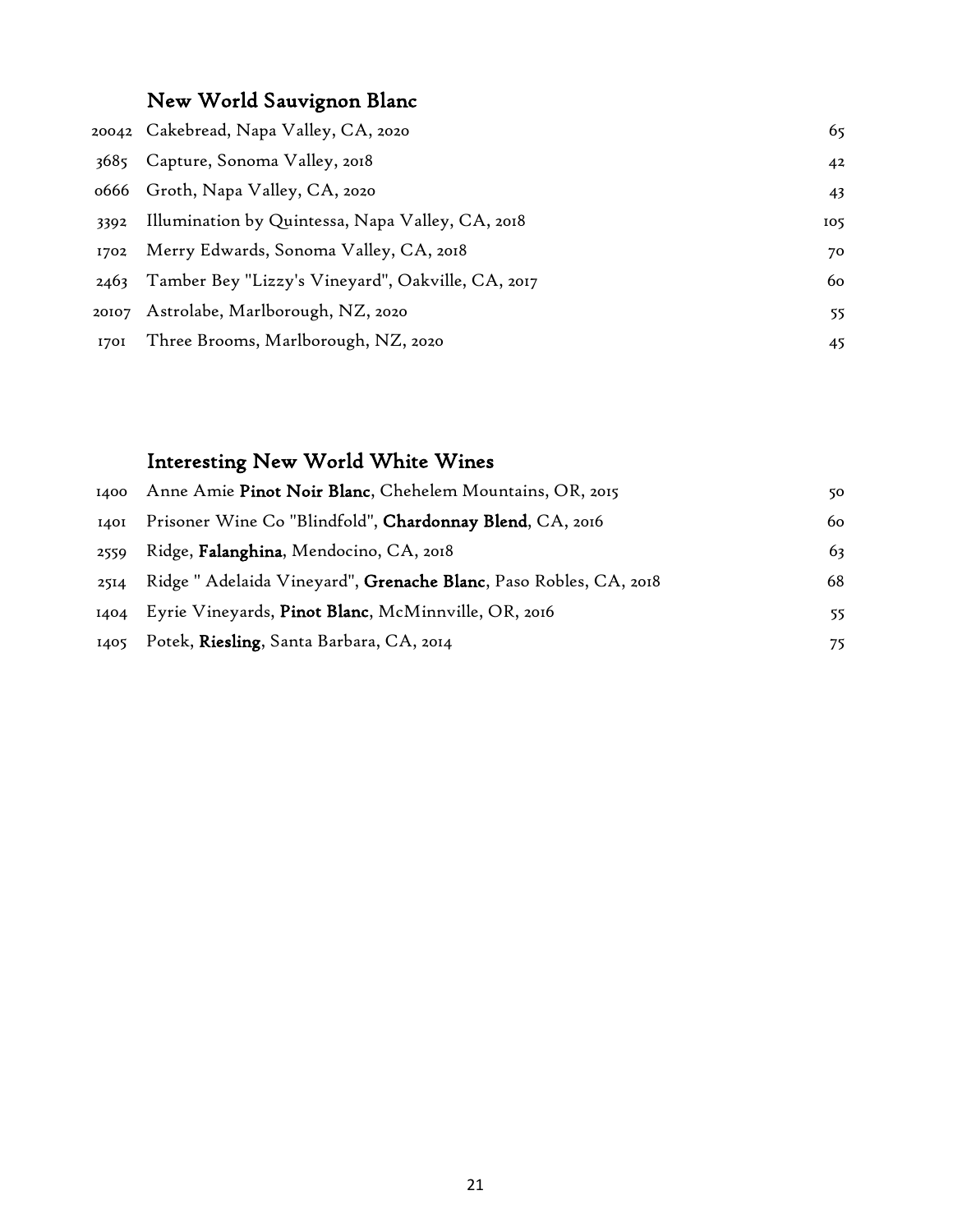## New World Sauvignon Blanc

| | | |
|---|---|---|
| 20042 | Cakebread, Napa Valley, CA, 2020 | 65 |
| 3685 | Capture, Sonoma Valley, 2018 | 42 |
| 0666 | Groth, Napa Valley, CA, 2020 | 43 |
| 3392 | Illumination by Quintessa, Napa Valley, CA, 2018 | 105 |
| 1702 | Merry Edwards, Sonoma Valley, CA, 2018 | 70 |
| 2463 | Tamber Bey "Lizzy's Vineyard", Oakville, CA, 2017 | 60 |
| 20107 | Astrolabe, Marlborough, NZ, 2020 | 55 |
| 1701 | Three Brooms, Marlborough, NZ, 2020 | 45 |

## Interesting New World White Wines

| | | |
|---|---|---|
| 1400 | Anne Amie **Pinot Noir Blanc**, Chehelem Mountains, OR, 2015 | 50 |
| 1401 | Prisoner Wine Co "Blindfold", **Chardonnay Blend**, CA, 2016 | 60 |
| 2559 | Ridge, **Falanghina**, Mendocino, CA, 2018 | 63 |
| 2514 | Ridge " Adelaida Vineyard", **Grenache Blanc**, Paso Robles, CA, 2018 | 68 |
| 1404 | Eyrie Vineyards, **Pinot Blanc**, McMinnville, OR, 2016 | 55 |
| 1405 | Potek, **Riesling**, Santa Barbara, CA, 2014 | 75 |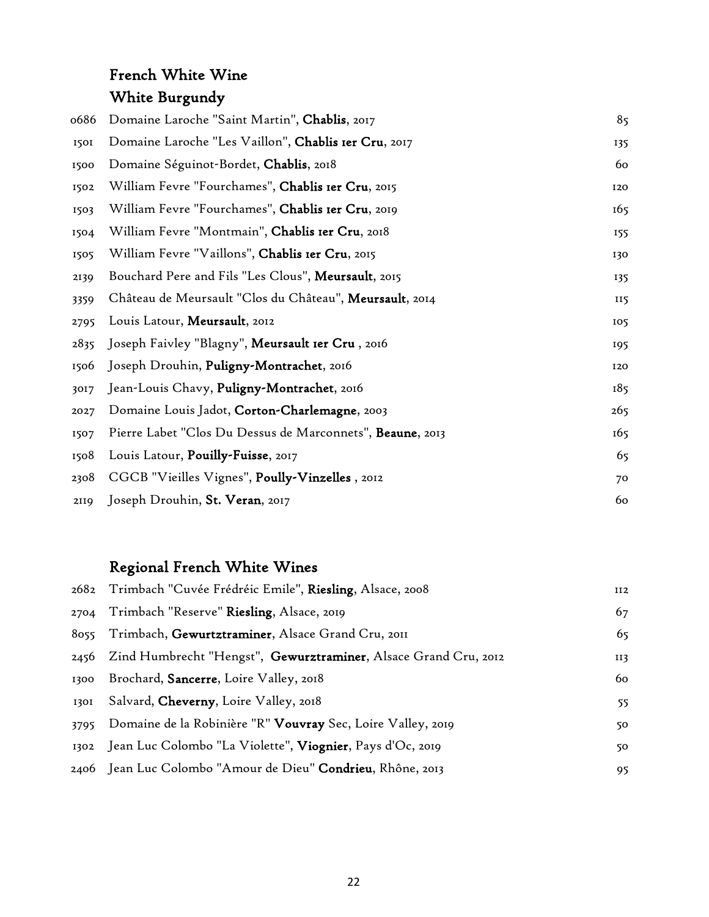## French White Wine

## White Burgundy

| | | |
|---|---|---|
| 0686 | Domaine Laroche "Saint Martin", **Chablis**, 2017 | 85 |
| 1501 | Domaine Laroche "Les Vaillon", **Chablis 1er Cru**, 2017 | 135 |
| 1500 | Domaine Séguinot-Bordet, **Chablis**, 2018 | 60 |
| 1502 | William Fevre "Fourchames", **Chablis 1er Cru**, 2015 | 120 |
| 1503 | William Fevre "Fourchames", **Chablis 1er Cru**, 2019 | 165 |
| 1504 | William Fevre "Montmain", **Chablis 1er Cru**, 2018 | 155 |
| 1505 | William Fevre "Vaillons", **Chablis 1er Cru**, 2015 | 130 |
| 2139 | Bouchard Pere and Fils "Les Clous", **Meursault**, 2015 | 135 |
| 3359 | Château de Meursault "Clos du Château", **Meursault**, 2014 | 115 |
| 2795 | Louis Latour, **Meursault**, 2012 | 105 |
| 2835 | Joseph Faivley "Blagny", **Meursault 1er Cru** , 2016 | 195 |
| 1506 | Joseph Drouhin, **Puligny-Montrachet**, 2016 | 120 |
| 3017 | Jean-Louis Chavy, **Puligny-Montrachet**, 2016 | 185 |
| 2027 | Domaine Louis Jadot, **Corton-Charlemagne**, 2003 | 265 |
| 1507 | Pierre Labet "Clos Du Dessus de Marconnets", **Beaune**, 2013 | 165 |
| 1508 | Louis Latour, **Pouilly-Fuisse**, 2017 | 65 |
| 2308 | CGCB "Vieilles Vignes", **Poully-Vinzelles** , 2012 | 70 |
| 2119 | Joseph Drouhin, **St. Veran**, 2017 | 60 |

## Regional French White Wines

| | | |
|---|---|---|
| 2682 | Trimbach "Cuvée Frédréic Emile", **Riesling**, Alsace, 2008 | 112 |
| 2704 | Trimbach "Reserve" **Riesling**, Alsace, 2019 | 67 |
| 8055 | Trimbach, **Gewurztraminer**, Alsace Grand Cru, 2011 | 65 |
| 2456 | Zind Humbrecht "Hengst", **Gewurztraminer**, Alsace Grand Cru, 2012 | 113 |
| 1300 | Brochard, **Sancerre**, Loire Valley, 2018 | 60 |
| 1301 | Salvard, **Cheverny**, Loire Valley, 2018 | 55 |
| 3795 | Domaine de la Robinière "R" **Vouvray** Sec, Loire Valley, 2019 | 50 |
| 1302 | Jean Luc Colombo "La Violette", **Viognier**, Pays d'Oc, 2019 | 50 |
| 2406 | Jean Luc Colombo "Amour de Dieu" **Condrieu**, Rhône, 2013 | 95 |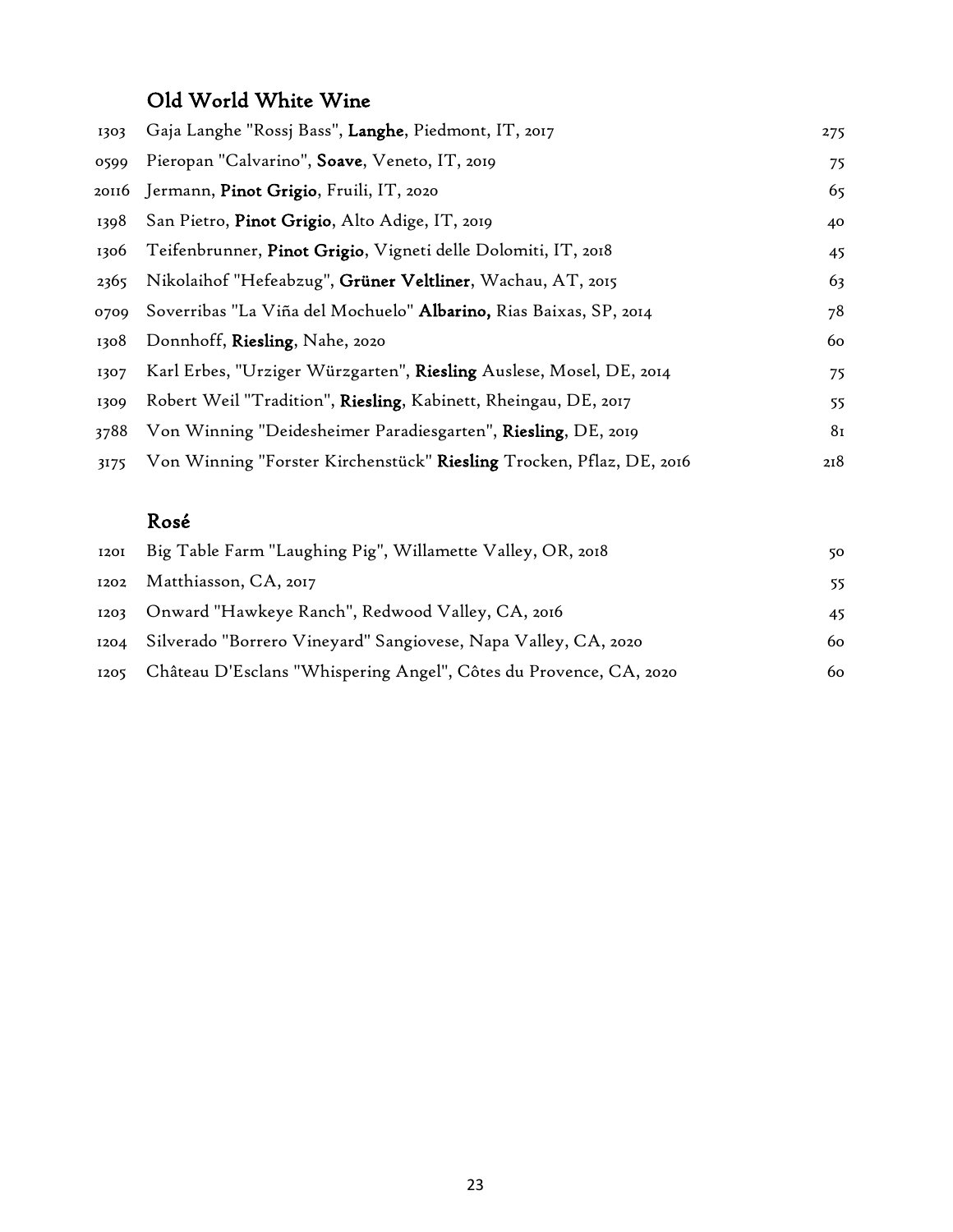## Old World White Wine

| | | |
|---|---|---|
| 1303 | Gaja Langhe "Rossj Bass", **Langhe**, Piedmont, IT, 2017 | 275 |
| 0599 | Pieropan "Calvarino", **Soave**, Veneto, IT, 2019 | 75 |
| 20116 | Jermann, **Pinot Grigio**, Fruili, IT, 2020 | 65 |
| 1398 | San Pietro, **Pinot Grigio**, Alto Adige, IT, 2019 | 40 |
| 1306 | Teifenbrunner, **Pinot Grigio**, Vigneti delle Dolomiti, IT, 2018 | 45 |
| 2365 | Nikolaihof "Hefeabzug", **Grüner Veltliner**, Wachau, AT, 2015 | 63 |
| 0709 | Soverribas "La Viña del Mochuelo" **Albarino,** Rias Baixas, SP, 2014 | 78 |
| 1308 | Donnhoff, **Riesling**, Nahe, 2020 | 60 |
| 1307 | Karl Erbes, "Urziger Würzgarten", **Riesling** Auslese, Mosel, DE, 2014 | 75 |
| 1309 | Robert Weil "Tradition", **Riesling**, Kabinett, Rheingau, DE, 2017 | 55 |
| 3788 | Von Winning "Deidesheimer Paradiesgarten", **Riesling**, DE, 2019 | 81 |
| 3175 | Von Winning "Forster Kirchenstück" **Riesling** Trocken, Pflaz, DE, 2016 | 218 |

## Rosé

| | | |
|---|---|---|
| 1201 | Big Table Farm "Laughing Pig", Willamette Valley, OR, 2018 | 50 |
| 1202 | Matthiasson, CA, 2017 | 55 |
| 1203 | Onward "Hawkeye Ranch", Redwood Valley, CA, 2016 | 45 |
| 1204 | Silverado "Borrero Vineyard" Sangiovese, Napa Valley, CA, 2020 | 60 |
| 1205 | Château D'Esclans "Whispering Angel", Côtes du Provence, CA, 2020 | 60 |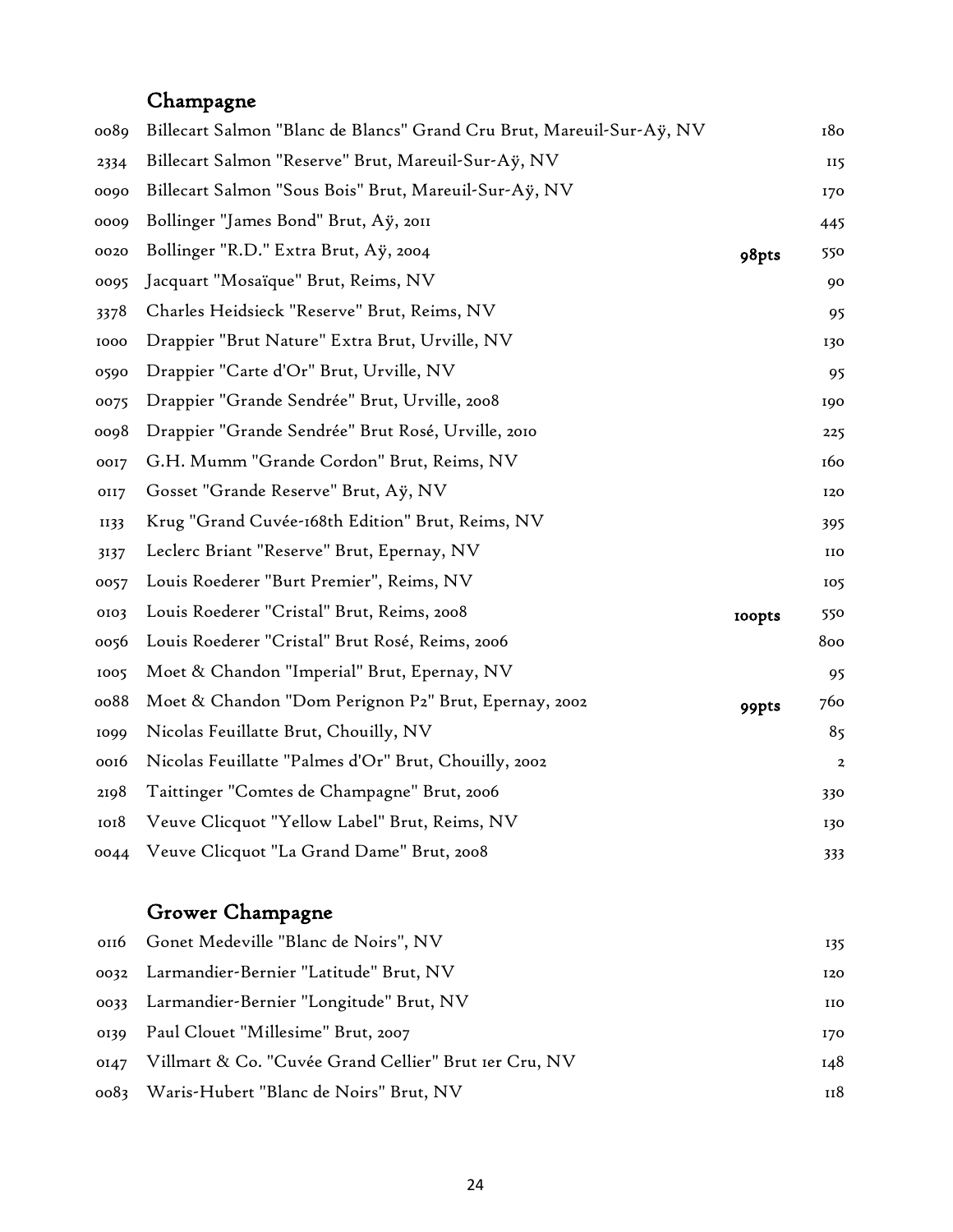## Champagne

| | | | |
|---|---|---|---|
| 0089 | Billecart Salmon "Blanc de Blancs" Grand Cru Brut, Mareuil-Sur-Aÿ, NV | | 180 |
| 2334 | Billecart Salmon "Reserve" Brut, Mareuil-Sur-Aÿ, NV | | 115 |
| 0090 | Billecart Salmon "Sous Bois" Brut, Mareuil-Sur-Aÿ, NV | | 170 |
| 0009 | Bollinger "James Bond" Brut, Aÿ, 2011 | | 445 |
| 0020 | Bollinger "R.D." Extra Brut, Aÿ, 2004 | 98pts | 550 |
| 0095 | Jacquart "Mosaïque" Brut, Reims, NV | | 90 |
| 3378 | Charles Heidsieck "Reserve" Brut, Reims, NV | | 95 |
| 1000 | Drappier "Brut Nature" Extra Brut, Urville, NV | | 130 |
| 0590 | Drappier "Carte d'Or" Brut, Urville, NV | | 95 |
| 0075 | Drappier "Grande Sendrée" Brut, Urville, 2008 | | 190 |
| 0098 | Drappier "Grande Sendrée" Brut Rosé, Urville, 2010 | | 225 |
| 0017 | G.H. Mumm "Grande Cordon" Brut, Reims, NV | | 160 |
| 0117 | Gosset "Grande Reserve" Brut, Aÿ, NV | | 120 |
| 1133 | Krug "Grand Cuvée-168th Edition" Brut, Reims, NV | | 395 |
| 3137 | Leclerc Briant "Reserve" Brut, Epernay, NV | | 110 |
| 0057 | Louis Roederer "Burt Premier", Reims, NV | | 105 |
| 0103 | Louis Roederer "Cristal" Brut, Reims, 2008 | 100pts | 550 |
| 0056 | Louis Roederer "Cristal" Brut Rosé, Reims, 2006 | | 800 |
| 1005 | Moet & Chandon "Imperial" Brut, Epernay, NV | | 95 |
| 0088 | Moet & Chandon "Dom Perignon P2" Brut, Epernay, 2002 | 99pts | 760 |
| 1099 | Nicolas Feuillatte Brut, Chouilly, NV | | 85 |
| 0016 | Nicolas Feuillatte "Palmes d'Or" Brut, Chouilly, 2002 | | 2 |
| 2198 | Taittinger "Comtes de Champagne" Brut, 2006 | | 330 |
| 1018 | Veuve Clicquot "Yellow Label" Brut, Reims, NV | | 130 |
| 0044 | Veuve Clicquot "La Grand Dame" Brut, 2008 | | 333 |

## Grower Champagne

| | | |
|---|---|---|
| 0116 | Gonet Medeville "Blanc de Noirs", NV | 135 |
| 0032 | Larmandier-Bernier "Latitude" Brut, NV | 120 |
| 0033 | Larmandier-Bernier "Longitude" Brut, NV | 110 |
| 0139 | Paul Clouet "Millesime" Brut, 2007 | 170 |
| 0147 | Villmart & Co. "Cuvée Grand Cellier" Brut 1er Cru, NV | 148 |
| 0083 | Waris-Hubert "Blanc de Noirs" Brut, NV | 118 |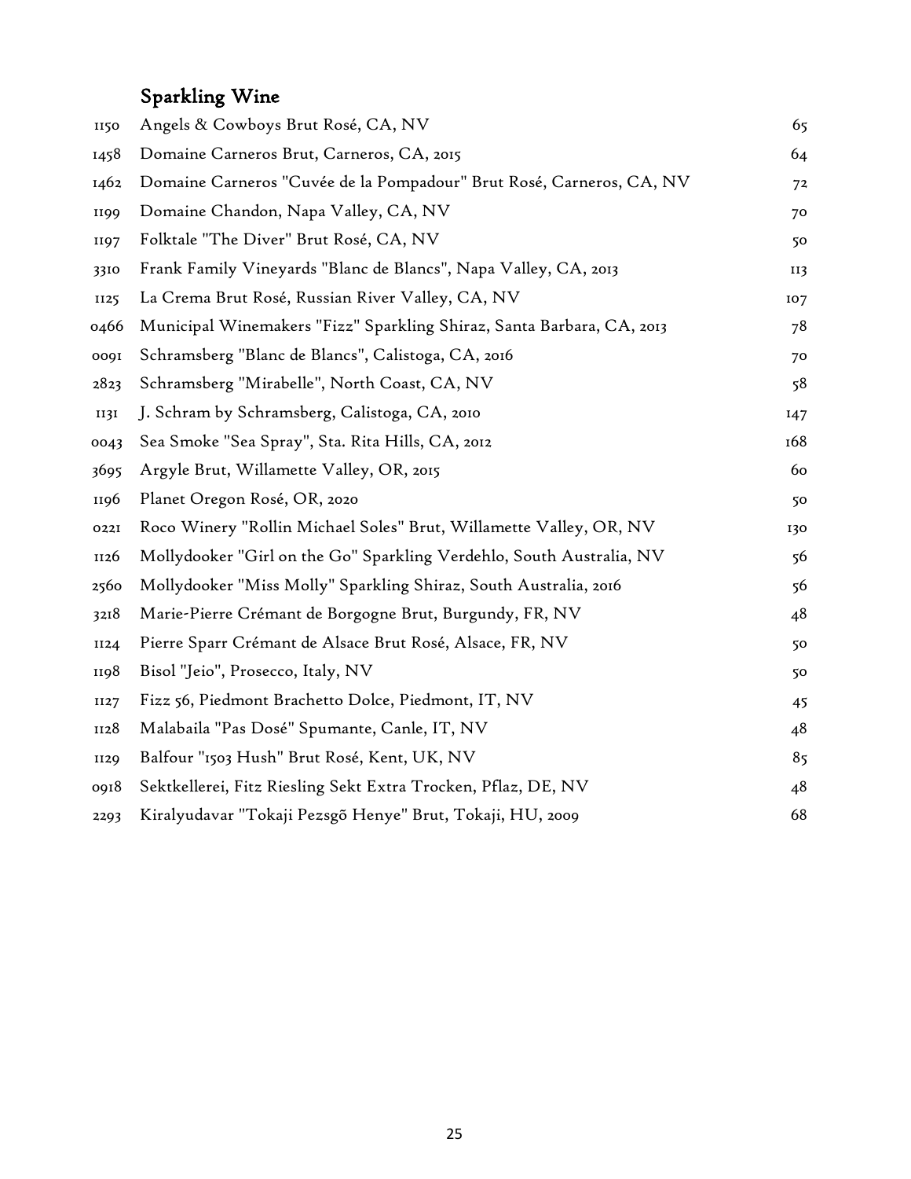## Sparkling Wine

| | | |
|---|---|---|
| 1150 | Angels & Cowboys Brut Rosé, CA, NV | 65 |
| 1458 | Domaine Carneros Brut, Carneros, CA, 2015 | 64 |
| 1462 | Domaine Carneros "Cuvée de la Pompadour" Brut Rosé, Carneros, CA, NV | 72 |
| 1199 | Domaine Chandon, Napa Valley, CA, NV | 70 |
| 1197 | Folktale "The Diver" Brut Rosé, CA, NV | 50 |
| 3310 | Frank Family Vineyards "Blanc de Blancs", Napa Valley, CA, 2013 | 113 |
| 1125 | La Crema Brut Rosé, Russian River Valley, CA, NV | 107 |
| 0466 | Municipal Winemakers "Fizz" Sparkling Shiraz, Santa Barbara, CA, 2013 | 78 |
| 0091 | Schramsberg "Blanc de Blancs", Calistoga, CA, 2016 | 70 |
| 2823 | Schramsberg "Mirabelle", North Coast, CA, NV | 58 |
| 1131 | J. Schram by Schramsberg, Calistoga, CA, 2010 | 147 |
| 0043 | Sea Smoke "Sea Spray", Sta. Rita Hills, CA, 2012 | 168 |
| 3695 | Argyle Brut, Willamette Valley, OR, 2015 | 60 |
| 1196 | Planet Oregon Rosé, OR, 2020 | 50 |
| 0221 | Roco Winery "Rollin Michael Soles" Brut, Willamette Valley, OR, NV | 130 |
| 1126 | Mollydooker "Girl on the Go" Sparkling Verdehlo, South Australia, NV | 56 |
| 2560 | Mollydooker "Miss Molly" Sparkling Shiraz, South Australia, 2016 | 56 |
| 3218 | Marie-Pierre Crémant de Borgogne Brut, Burgundy, FR, NV | 48 |
| 1124 | Pierre Sparr Crémant de Alsace Brut Rosé, Alsace, FR, NV | 50 |
| 1198 | Bisol "Jeio", Prosecco, Italy, NV | 50 |
| 1127 | Fizz 56, Piedmont Brachetto Dolce, Piedmont, IT, NV | 45 |
| 1128 | Malabaila "Pas Dosé" Spumante, Canle, IT, NV | 48 |
| 1129 | Balfour "1503 Hush" Brut Rosé, Kent, UK, NV | 85 |
| 0918 | Sektkellerei, Fitz Riesling Sekt Extra Trocken, Pflaz, DE, NV | 48 |
| 2293 | Kiralyudavar "Tokaji Pezsgõ Henye" Brut, Tokaji, HU, 2009 | 68 |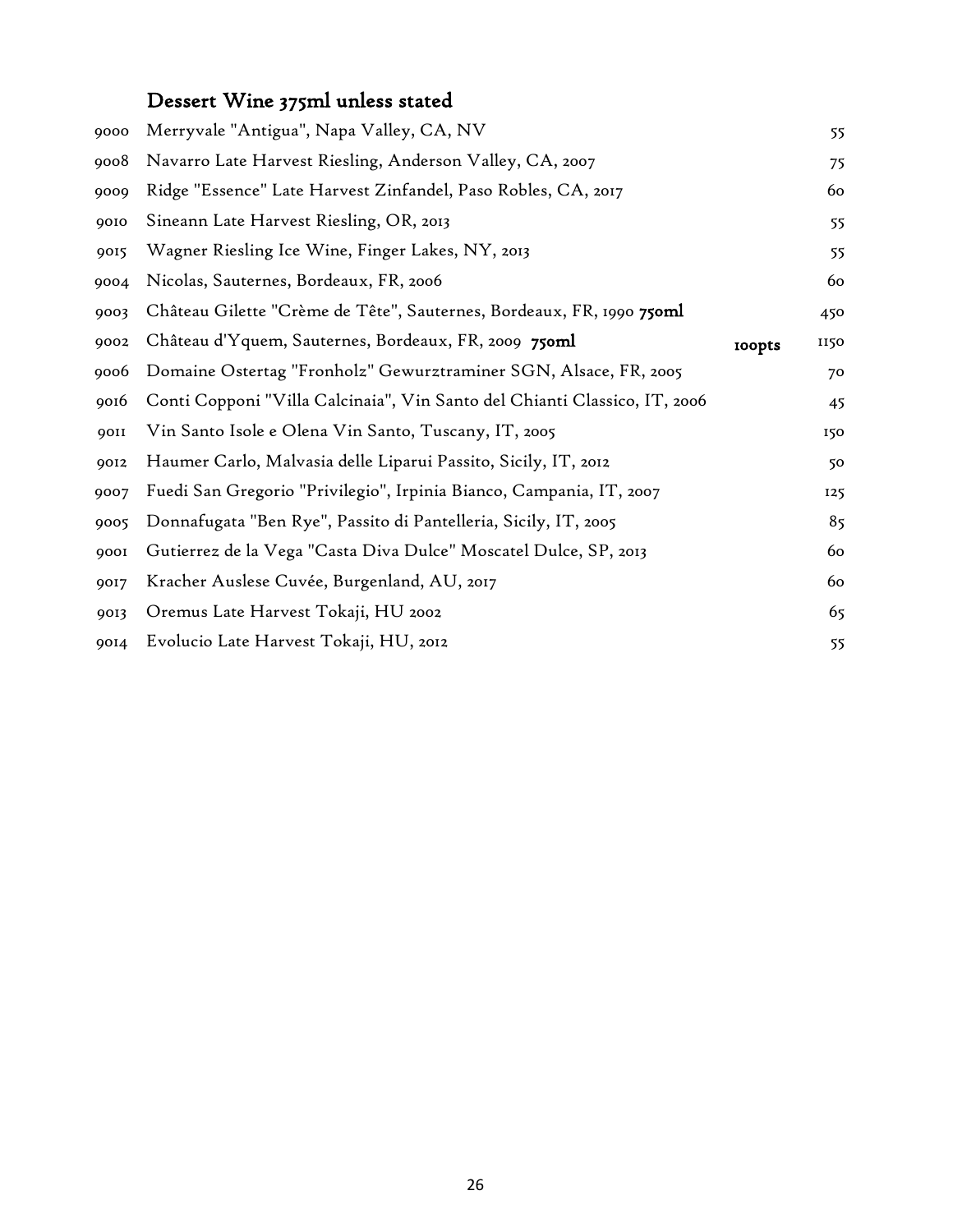## Dessert Wine 375ml unless stated

| | | | |
|---|---|---|---|
| 9000 | Merryvale "Antigua", Napa Valley, CA, NV | | 55 |
| 9008 | Navarro Late Harvest Riesling, Anderson Valley, CA, 2007 | | 75 |
| 9009 | Ridge "Essence" Late Harvest Zinfandel, Paso Robles, CA, 2017 | | 60 |
| 9010 | Sineann Late Harvest Riesling, OR, 2013 | | 55 |
| 9015 | Wagner Riesling Ice Wine, Finger Lakes, NY, 2013 | | 55 |
| 9004 | Nicolas, Sauternes, Bordeaux, FR, 2006 | | 60 |
| 9003 | Château Gilette "Crème de Tête", Sauternes, Bordeaux, FR, 1990 **750ml** | | 450 |
| 9002 | Château d'Yquem, Sauternes, Bordeaux, FR, 2009 **750ml** | 100pts | 1150 |
| 9006 | Domaine Ostertag "Fronholz" Gewurztraminer SGN, Alsace, FR, 2005 | | 70 |
| 9016 | Conti Copponi "Villa Calcinaia", Vin Santo del Chianti Classico, IT, 2006 | | 45 |
| 9011 | Vin Santo Isole e Olena Vin Santo, Tuscany, IT, 2005 | | 150 |
| 9012 | Haumer Carlo, Malvasia delle Liparui Passito, Sicily, IT, 2012 | | 50 |
| 9007 | Fuedi San Gregorio "Privilegio", Irpinia Bianco, Campania, IT, 2007 | | 125 |
| 9005 | Donnafugata "Ben Rye", Passito di Pantelleria, Sicily, IT, 2005 | | 85 |
| 9001 | Gutierrez de la Vega "Casta Diva Dulce" Moscatel Dulce, SP, 2013 | | 60 |
| 9017 | Kracher Auslese Cuvée, Burgenland, AU, 2017 | | 60 |
| 9013 | Oremus Late Harvest Tokaji, HU 2002 | | 65 |
| 9014 | Evolucio Late Harvest Tokaji, HU, 2012 | | 55 |